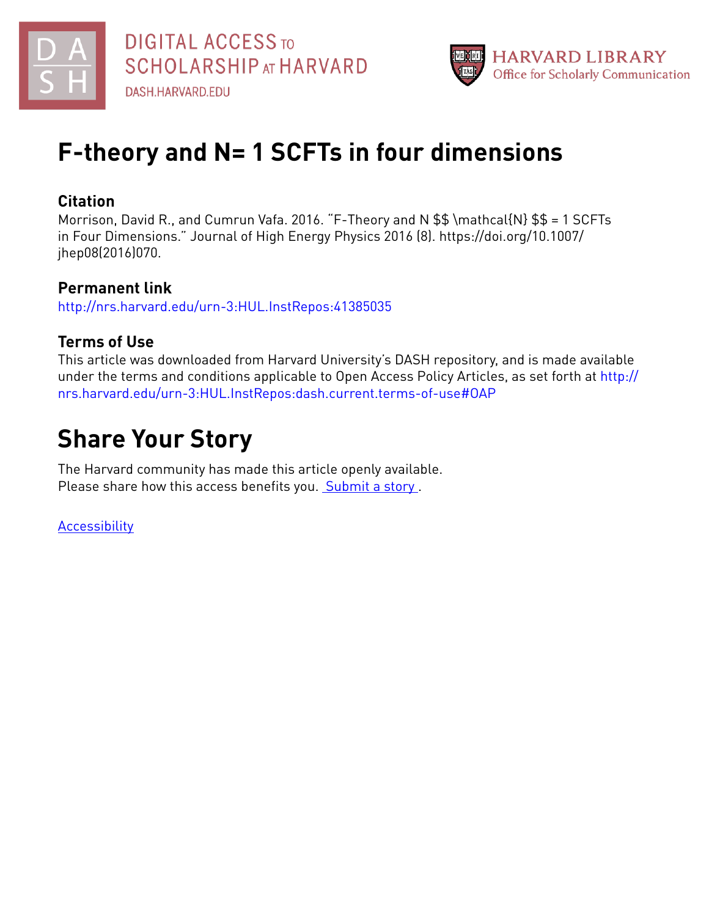# F-theory and N= 1 SCFTs in four dimensions

## Citation

Morrison, David R., and Cumrun Vafa. 2016. "F-Theory and N $$ \mathcal{N} $$ = 1 SCFTs in Four Dimensions." Journal of High Energy Physics 2016 (8). https://doi.org/10.1007/jhep08(2016)070.

## Permanent link

http://nrs.harvard.edu/urn-3:HUL.InstRepos:41385035

## Terms of Use

This article was downloaded from Harvard University's DASH repository, and is made available under the terms and conditions applicable to Open Access Policy Articles, as set forth at http://nrs.harvard.edu/urn-3:HUL.InstRepos:dash.current.terms-of-use#OAP

# Share Your Story

The Harvard community has made this article openly available.
Please share how this access benefits you. Submit a story .

Accessibility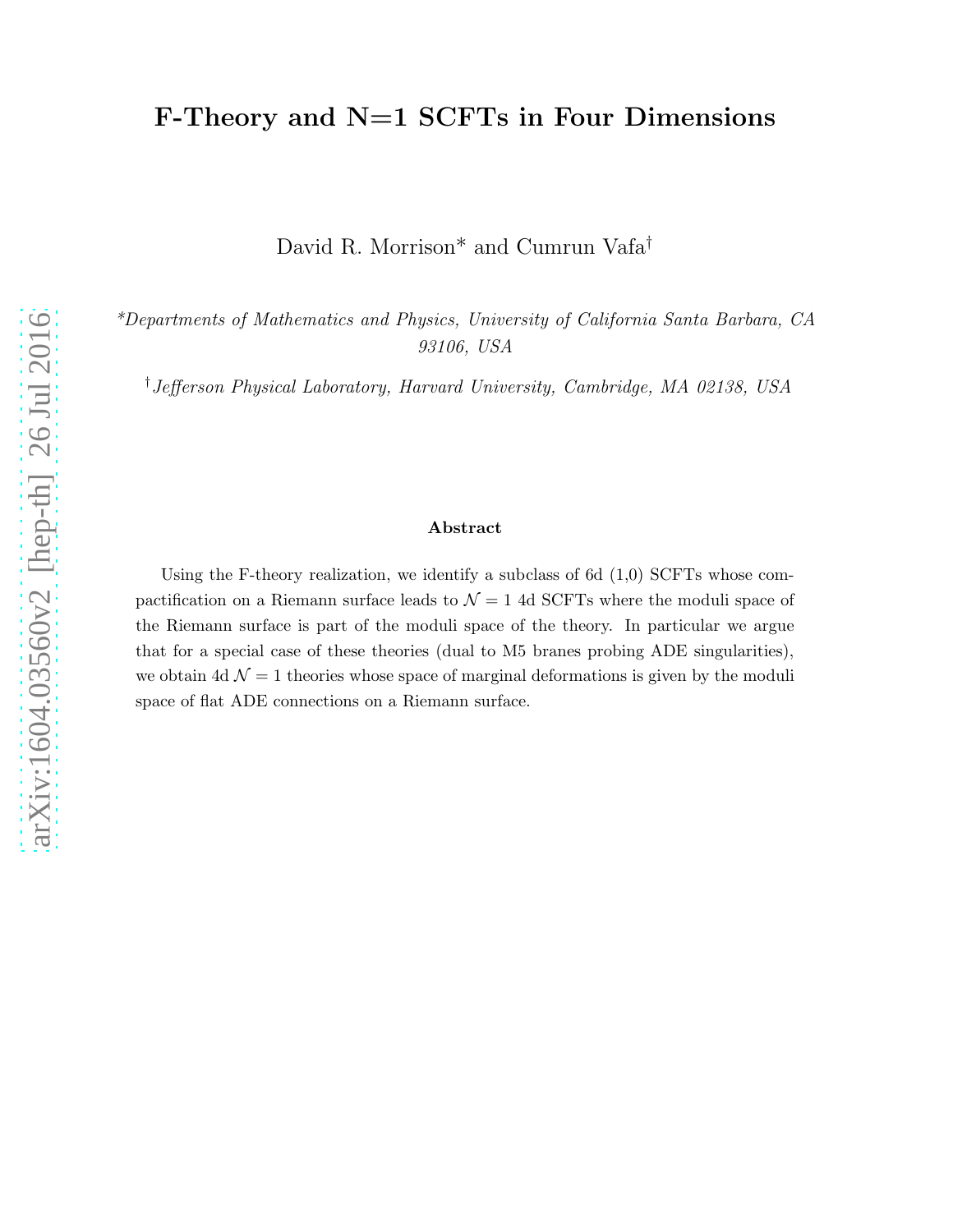# F-Theory and N=1 SCFTs in Four Dimensions

David R. Morrison* and Cumrun Vafa†

*Departments of Mathematics and Physics, University of California Santa Barbara, CA 93106, USA*

†*Jefferson Physical Laboratory, Harvard University, Cambridge, MA 02138, USA*

**Abstract**

Using the F-theory realization, we identify a subclass of 6d (1,0) SCFTs whose compactification on a Riemann surface leads to $\mathcal{N}=1$ 4d SCFTs where the moduli space of the Riemann surface is part of the moduli space of the theory. In particular we argue that for a special case of these theories (dual to M5 branes probing ADE singularities), we obtain 4d $\mathcal{N}=1$ theories whose space of marginal deformations is given by the moduli space of flat ADE connections on a Riemann surface.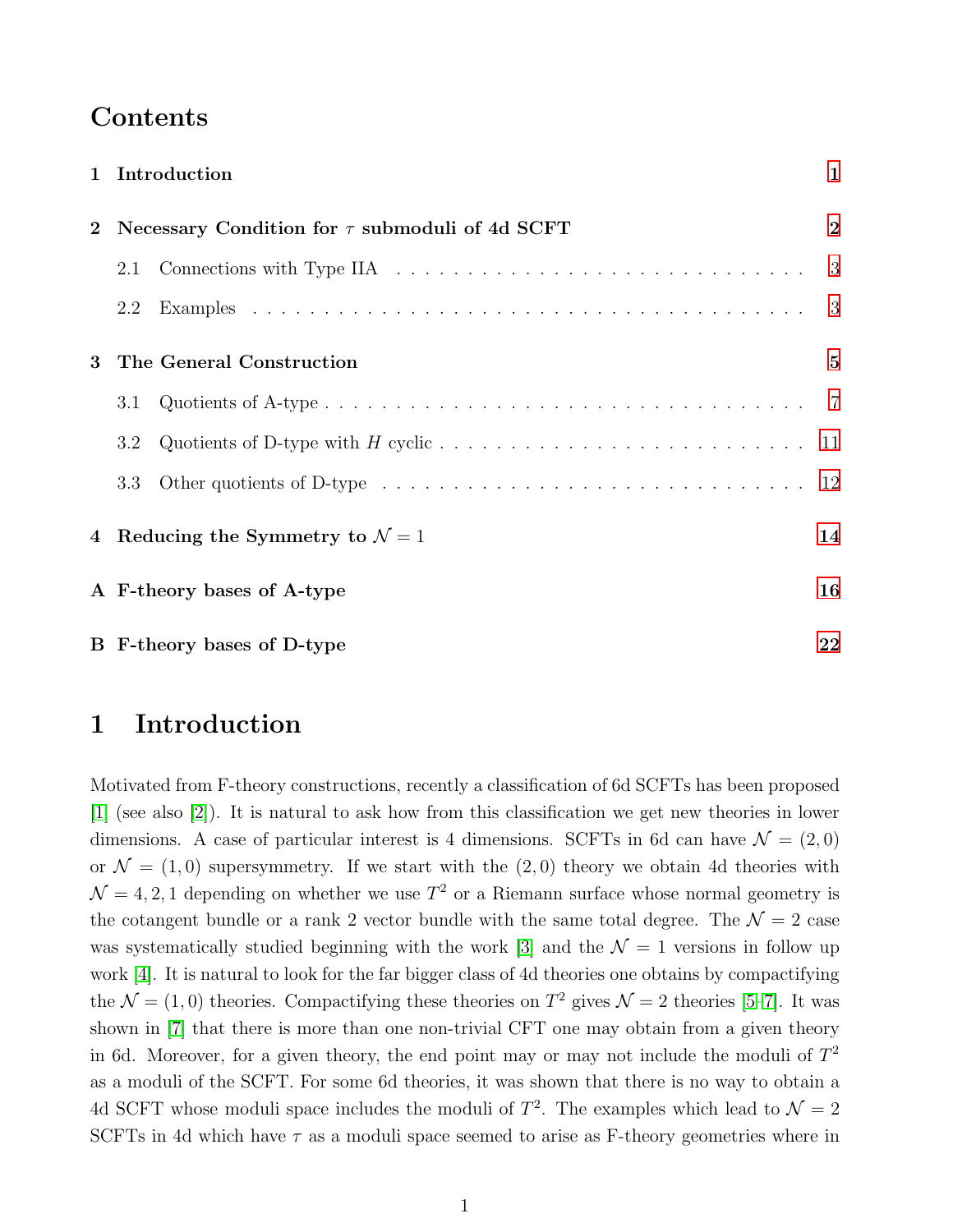## Contents

1 Introduction 1

2 Necessary Condition for $\tau$ submoduli of 4d SCFT 2
- 2.1 Connections with Type IIA 3
- 2.2 Examples 3

3 The General Construction 5
- 3.1 Quotients of A-type 7
- 3.2 Quotients of D-type with $H$ cyclic 11
- 3.3 Other quotients of D-type 12

4 Reducing the Symmetry to $\mathcal{N}=1$ 14

A F-theory bases of A-type 16

B F-theory bases of D-type 22

# 1 Introduction

Motivated from F-theory constructions, recently a classification of 6d SCFTs has been proposed [1] (see also [2]). It is natural to ask how from this classification we get new theories in lower dimensions. A case of particular interest is 4 dimensions. SCFTs in 6d can have $\mathcal{N}=(2,0)$ or $\mathcal{N}=(1,0)$ supersymmetry. If we start with the $(2,0)$ theory we obtain 4d theories with $\mathcal{N}=4,2,1$ depending on whether we use $T^2$ or a Riemann surface whose normal geometry is the cotangent bundle or a rank 2 vector bundle with the same total degree. The $\mathcal{N}=2$ case was systematically studied beginning with the work [3] and the $\mathcal{N}=1$ versions in follow up work [4]. It is natural to look for the far bigger class of 4d theories one obtains by compactifying the $\mathcal{N}=(1,0)$ theories. Compactifying these theories on $T^2$ gives $\mathcal{N}=2$ theories [5–7]. It was shown in [7] that there is more than one non-trivial CFT one may obtain from a given theory in 6d. Moreover, for a given theory, the end point may or may not include the moduli of $T^2$ as a moduli of the SCFT. For some 6d theories, it was shown that there is no way to obtain a 4d SCFT whose moduli space includes the moduli of $T^2$. The examples which lead to $\mathcal{N}=2$ SCFTs in 4d which have $\tau$ as a moduli space seemed to arise as F-theory geometries where in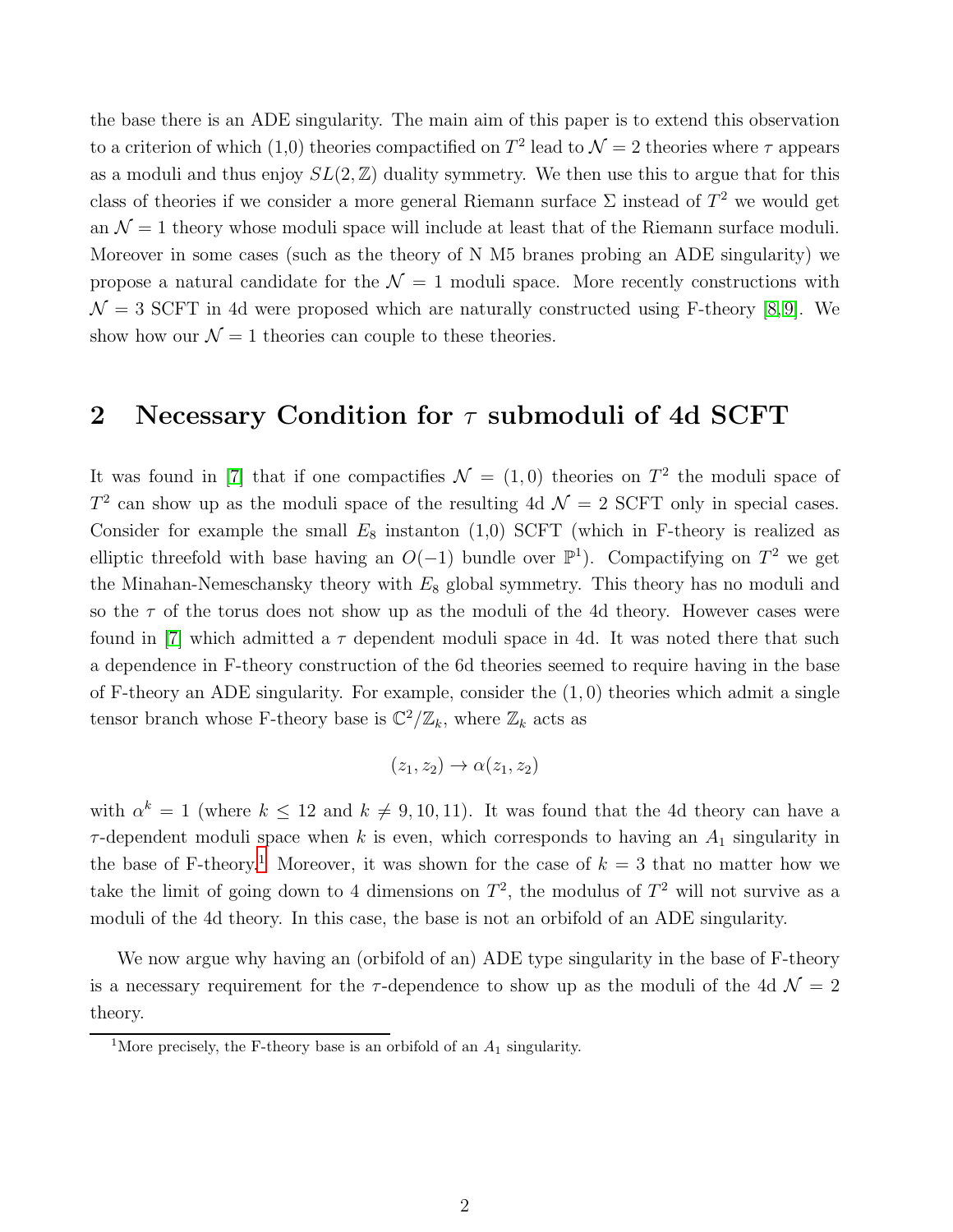the base there is an ADE singularity. The main aim of this paper is to extend this observation to a criterion of which (1,0) theories compactified on $T^2$ lead to $\mathcal{N}=2$ theories where $\tau$ appears as a moduli and thus enjoy $SL(2,\mathbb{Z})$ duality symmetry. We then use this to argue that for this class of theories if we consider a more general Riemann surface $\Sigma$ instead of $T^2$ we would get an $\mathcal{N}=1$ theory whose moduli space will include at least that of the Riemann surface moduli. Moreover in some cases (such as the theory of N M5 branes probing an ADE singularity) we propose a natural candidate for the $\mathcal{N}=1$ moduli space. More recently constructions with $\mathcal{N}=3$ SCFT in 4d were proposed which are naturally constructed using F-theory [8,9]. We show how our $\mathcal{N}=1$ theories can couple to these theories.

## 2 Necessary Condition for $\tau$ submoduli of 4d SCFT

It was found in [7] that if one compactifies $\mathcal{N}=(1,0)$ theories on $T^2$ the moduli space of $T^2$ can show up as the moduli space of the resulting 4d $\mathcal{N}=2$ SCFT only in special cases. Consider for example the small $E_8$ instanton (1,0) SCFT (which in F-theory is realized as elliptic threefold with base having an $O(-1)$ bundle over $\mathbb{P}^1$). Compactifying on $T^2$ we get the Minahan-Nemeschansky theory with $E_8$ global symmetry. This theory has no moduli and so the $\tau$ of the torus does not show up as the moduli of the 4d theory. However cases were found in [7] which admitted a $\tau$ dependent moduli space in 4d. It was noted there that such a dependence in F-theory construction of the 6d theories seemed to require having in the base of F-theory an ADE singularity. For example, consider the $(1,0)$ theories which admit a single tensor branch whose F-theory base is $\mathbb{C}^2/\mathbb{Z}_k$, where $\mathbb{Z}_k$ acts as

$$(z_1, z_2) \to \alpha(z_1, z_2)$$

with $\alpha^k = 1$ (where $k \leq 12$ and $k \neq 9, 10, 11$). It was found that the 4d theory can have a $\tau$-dependent moduli space when $k$ is even, which corresponds to having an $A_1$ singularity in the base of F-theory.[1] Moreover, it was shown for the case of $k=3$ that no matter how we take the limit of going down to 4 dimensions on $T^2$, the modulus of $T^2$ will not survive as a moduli of the 4d theory. In this case, the base is not an orbifold of an ADE singularity.

We now argue why having an (orbifold of an) ADE type singularity in the base of F-theory is a necessary requirement for the $\tau$-dependence to show up as the moduli of the 4d $\mathcal{N}=2$ theory.

[1] More precisely, the F-theory base is an orbifold of an $A_1$ singularity.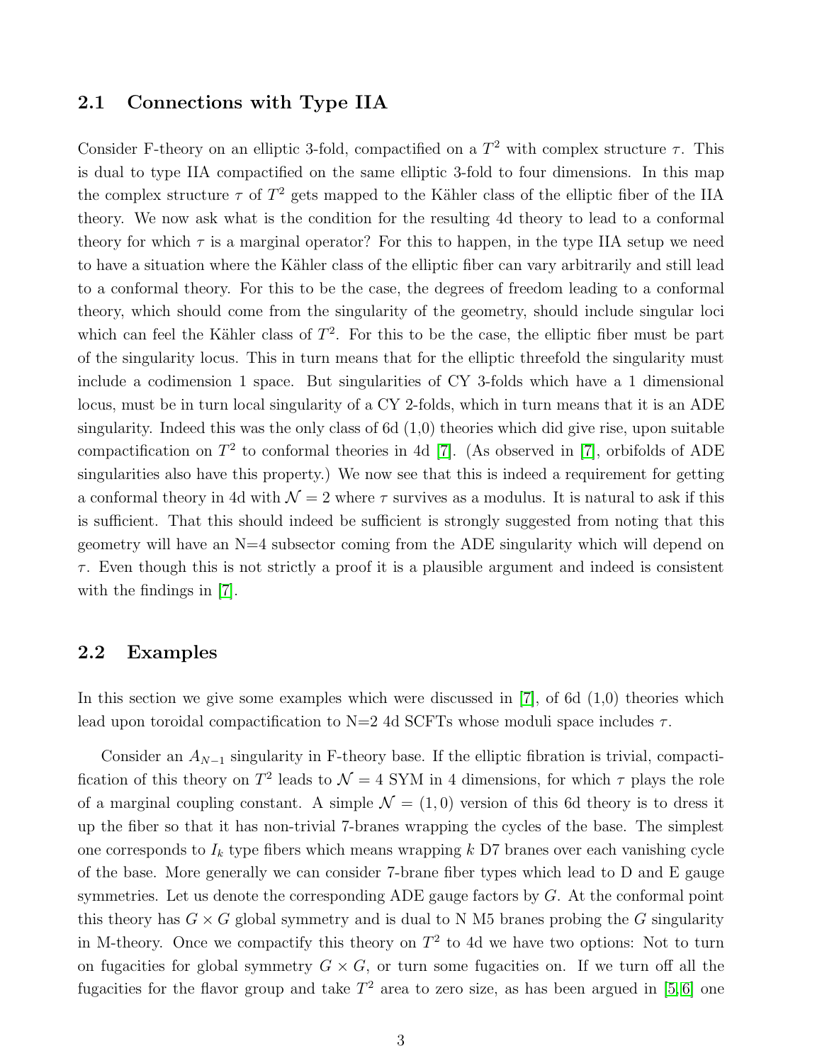### 2.1 Connections with Type IIA

Consider F-theory on an elliptic 3-fold, compactified on a $T^2$ with complex structure $\tau$. This is dual to type IIA compactified on the same elliptic 3-fold to four dimensions. In this map the complex structure $\tau$ of $T^2$ gets mapped to the Kähler class of the elliptic fiber of the IIA theory. We now ask what is the condition for the resulting 4d theory to lead to a conformal theory for which $\tau$ is a marginal operator? For this to happen, in the type IIA setup we need to have a situation where the Kähler class of the elliptic fiber can vary arbitrarily and still lead to a conformal theory. For this to be the case, the degrees of freedom leading to a conformal theory, which should come from the singularity of the geometry, should include singular loci which can feel the Kähler class of $T^2$. For this to be the case, the elliptic fiber must be part of the singularity locus. This in turn means that for the elliptic threefold the singularity must include a codimension 1 space. But singularities of CY 3-folds which have a 1 dimensional locus, must be in turn local singularity of a CY 2-folds, which in turn means that it is an ADE singularity. Indeed this was the only class of 6d (1,0) theories which did give rise, upon suitable compactification on $T^2$ to conformal theories in 4d [7]. (As observed in [7], orbifolds of ADE singularities also have this property.) We now see that this is indeed a requirement for getting a conformal theory in 4d with $\mathcal{N} = 2$ where $\tau$ survives as a modulus. It is natural to ask if this is sufficient. That this should indeed be sufficient is strongly suggested from noting that this geometry will have an N=4 subsector coming from the ADE singularity which will depend on $\tau$. Even though this is not strictly a proof it is a plausible argument and indeed is consistent with the findings in [7].

### 2.2 Examples

In this section we give some examples which were discussed in [7], of 6d (1,0) theories which lead upon toroidal compactification to N=2 4d SCFTs whose moduli space includes $\tau$.

Consider an $A_{N-1}$ singularity in F-theory base. If the elliptic fibration is trivial, compactification of this theory on $T^2$ leads to $\mathcal{N} = 4$ SYM in 4 dimensions, for which $\tau$ plays the role of a marginal coupling constant. A simple $\mathcal{N} = (1,0)$ version of this 6d theory is to dress it up the fiber so that it has non-trivial 7-branes wrapping the cycles of the base. The simplest one corresponds to $I_k$ type fibers which means wrapping $k$ D7 branes over each vanishing cycle of the base. More generally we can consider 7-brane fiber types which lead to D and E gauge symmetries. Let us denote the corresponding ADE gauge factors by $G$. At the conformal point this theory has $G \times G$ global symmetry and is dual to N M5 branes probing the $G$ singularity in M-theory. Once we compactify this theory on $T^2$ to 4d we have two options: Not to turn on fugacities for global symmetry $G \times G$, or turn some fugacities on. If we turn off all the fugacities for the flavor group and take $T^2$ area to zero size, as has been argued in [5,6] one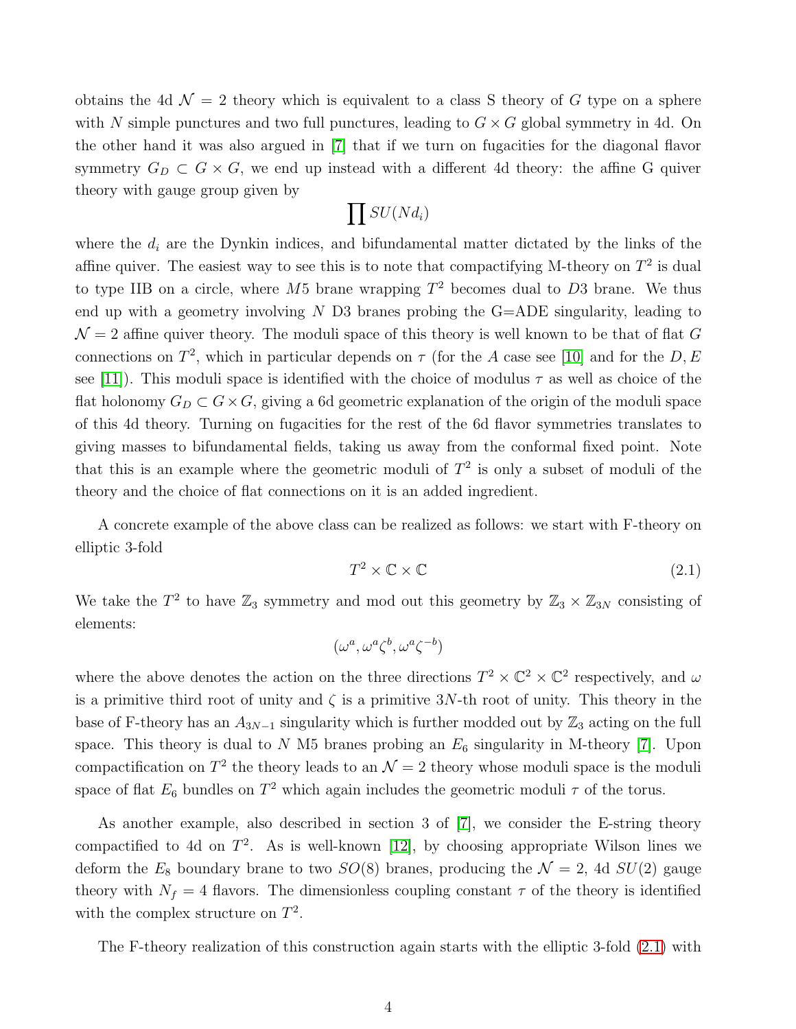obtains the 4d $\mathcal{N}=2$ theory which is equivalent to a class S theory of $G$ type on a sphere with $N$ simple punctures and two full punctures, leading to $G\times G$ global symmetry in 4d. On the other hand it was also argued in [7] that if we turn on fugacities for the diagonal flavor symmetry $G_D \subset G\times G$, we end up instead with a different 4d theory: the affine G quiver theory with gauge group given by

$$\prod SU(Nd_i)$$

where the $d_i$ are the Dynkin indices, and bifundamental matter dictated by the links of the affine quiver. The easiest way to see this is to note that compactifying M-theory on $T^2$ is dual to type IIB on a circle, where $M5$ brane wrapping $T^2$ becomes dual to $D3$ brane. We thus end up with a geometry involving $N$ D3 branes probing the G=ADE singularity, leading to $\mathcal{N}=2$ affine quiver theory. The moduli space of this theory is well known to be that of flat $G$ connections on $T^2$, which in particular depends on $\tau$ (for the $A$ case see [10] and for the $D,E$ see [11]). This moduli space is identified with the choice of modulus $\tau$ as well as choice of the flat holonomy $G_D \subset G\times G$, giving a 6d geometric explanation of the origin of the moduli space of this 4d theory. Turning on fugacities for the rest of the 6d flavor symmetries translates to giving masses to bifundamental fields, taking us away from the conformal fixed point. Note that this is an example where the geometric moduli of $T^2$ is only a subset of moduli of the theory and the choice of flat connections on it is an added ingredient.

A concrete example of the above class can be realized as follows: we start with F-theory on elliptic 3-fold

$$T^2\times\mathbb{C}\times\mathbb{C} \tag{2.1}$$

We take the $T^2$ to have $\mathbb{Z}_3$ symmetry and mod out this geometry by $\mathbb{Z}_3\times\mathbb{Z}_{3N}$ consisting of elements:

$$(\omega^a, \omega^a\zeta^b, \omega^a\zeta^{-b})$$

where the above denotes the action on the three directions $T^2\times\mathbb{C}^2\times\mathbb{C}^2$ respectively, and $\omega$ is a primitive third root of unity and $\zeta$ is a primitive $3N$-th root of unity. This theory in the base of F-theory has an $A_{3N-1}$ singularity which is further modded out by $\mathbb{Z}_3$ acting on the full space. This theory is dual to $N$ M5 branes probing an $E_6$ singularity in M-theory [7]. Upon compactification on $T^2$ the theory leads to an $\mathcal{N}=2$ theory whose moduli space is the moduli space of flat $E_6$ bundles on $T^2$ which again includes the geometric moduli $\tau$ of the torus.

As another example, also described in section 3 of [7], we consider the E-string theory compactified to 4d on $T^2$. As is well-known [12], by choosing appropriate Wilson lines we deform the $E_8$ boundary brane to two $SO(8)$ branes, producing the $\mathcal{N}=2$, 4d $SU(2)$ gauge theory with $N_f=4$ flavors. The dimensionless coupling constant $\tau$ of the theory is identified with the complex structure on $T^2$.

The F-theory realization of this construction again starts with the elliptic 3-fold (2.1) with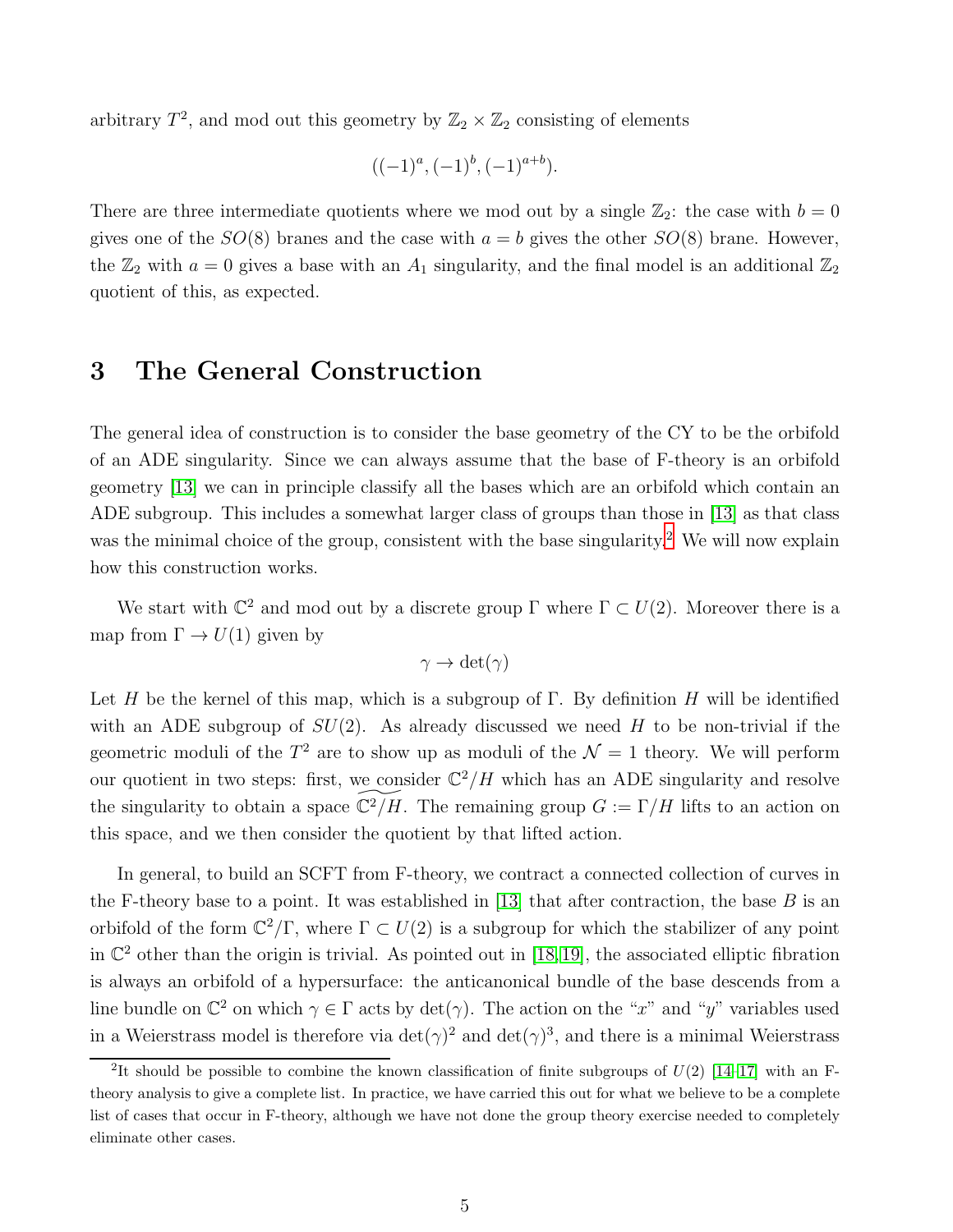arbitrary $T^2$, and mod out this geometry by $\mathbb{Z}_2 \times \mathbb{Z}_2$ consisting of elements

$$((-1)^a, (-1)^b, (-1)^{a+b}).$$

There are three intermediate quotients where we mod out by a single $\mathbb{Z}_2$: the case with $b = 0$ gives one of the $SO(8)$ branes and the case with $a = b$ gives the other $SO(8)$ brane. However, the $\mathbb{Z}_2$ with $a = 0$ gives a base with an $A_1$ singularity, and the final model is an additional $\mathbb{Z}_2$ quotient of this, as expected.

# 3 The General Construction

The general idea of construction is to consider the base geometry of the CY to be the orbifold of an ADE singularity. Since we can always assume that the base of F-theory is an orbifold geometry [13] we can in principle classify all the bases which are an orbifold which contain an ADE subgroup. This includes a somewhat larger class of groups than those in [13] as that class was the minimal choice of the group, consistent with the base singularity.[2] We will now explain how this construction works.

We start with $\mathbb{C}^2$ and mod out by a discrete group $\Gamma$ where $\Gamma \subset U(2)$. Moreover there is a map from $\Gamma \to U(1)$ given by

$$\gamma \to \det(\gamma)$$

Let $H$ be the kernel of this map, which is a subgroup of $\Gamma$. By definition $H$ will be identified with an ADE subgroup of $SU(2)$. As already discussed we need $H$ to be non-trivial if the geometric moduli of the $T^2$ are to show up as moduli of the $\mathcal{N} = 1$ theory. We will perform our quotient in two steps: first, we consider $\mathbb{C}^2/H$ which has an ADE singularity and resolve the singularity to obtain a space $\widetilde{\mathbb{C}^2/H}$. The remaining group $G := \Gamma/H$ lifts to an action on this space, and we then consider the quotient by that lifted action.

In general, to build an SCFT from F-theory, we contract a connected collection of curves in the F-theory base to a point. It was established in [13] that after contraction, the base $B$ is an orbifold of the form $\mathbb{C}^2/\Gamma$, where $\Gamma \subset U(2)$ is a subgroup for which the stabilizer of any point in $\mathbb{C}^2$ other than the origin is trivial. As pointed out in [18, 19], the associated elliptic fibration is always an orbifold of a hypersurface: the anticanonical bundle of the base descends from a line bundle on $\mathbb{C}^2$ on which $\gamma \in \Gamma$ acts by $\det(\gamma)$. The action on the "$x$" and "$y$" variables used in a Weierstrass model is therefore via $\det(\gamma)^2$ and $\det(\gamma)^3$, and there is a minimal Weierstrass

[2] It should be possible to combine the known classification of finite subgroups of $U(2)$ [14–17] with an F-theory analysis to give a complete list. In practice, we have carried this out for what we believe to be a complete list of cases that occur in F-theory, although we have not done the group theory exercise needed to completely eliminate other cases.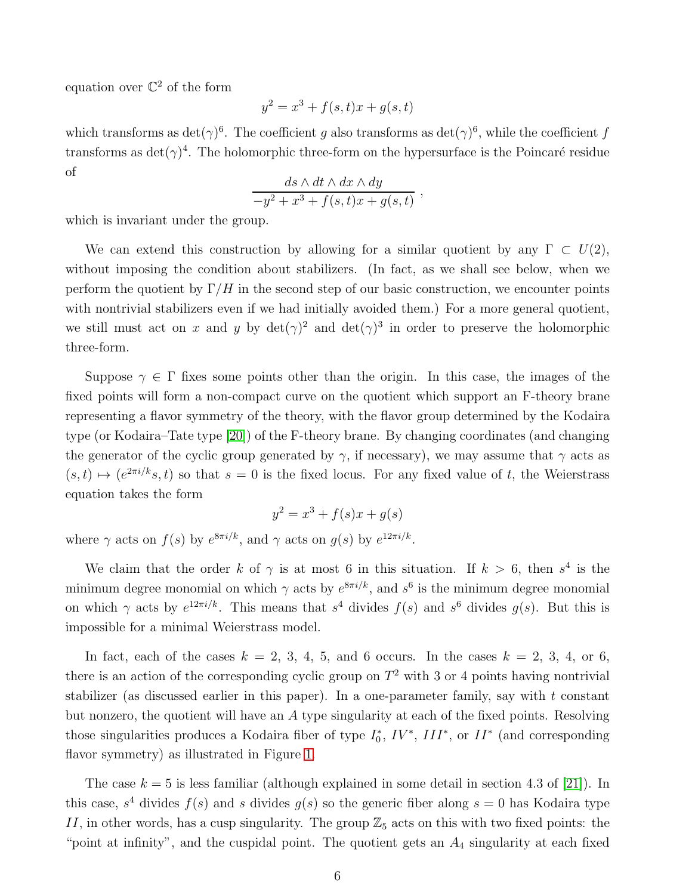equation over $\mathbb{C}^2$ of the form

$$y^2 = x^3 + f(s,t)x + g(s,t)$$

which transforms as $\det(\gamma)^6$. The coefficient $g$ also transforms as $\det(\gamma)^6$, while the coefficient $f$ transforms as $\det(\gamma)^4$. The holomorphic three-form on the hypersurface is the Poincaré residue of

$$\frac{ds \wedge dt \wedge dx \wedge dy}{-y^2 + x^3 + f(s,t)x + g(s,t)} ,$$

which is invariant under the group.

We can extend this construction by allowing for a similar quotient by any $\Gamma \subset U(2)$, without imposing the condition about stabilizers. (In fact, as we shall see below, when we perform the quotient by $\Gamma/H$ in the second step of our basic construction, we encounter points with nontrivial stabilizers even if we had initially avoided them.) For a more general quotient, we still must act on $x$ and $y$ by $\det(\gamma)^2$ and $\det(\gamma)^3$ in order to preserve the holomorphic three-form.

Suppose $\gamma \in \Gamma$ fixes some points other than the origin. In this case, the images of the fixed points will form a non-compact curve on the quotient which support an F-theory brane representing a flavor symmetry of the theory, with the flavor group determined by the Kodaira type (or Kodaira–Tate type [20]) of the F-theory brane. By changing coordinates (and changing the generator of the cyclic group generated by $\gamma$, if necessary), we may assume that $\gamma$ acts as $(s,t) \mapsto (e^{2\pi i/k}s, t)$ so that $s = 0$ is the fixed locus. For any fixed value of $t$, the Weierstrass equation takes the form

$$y^2 = x^3 + f(s)x + g(s)$$

where $\gamma$ acts on $f(s)$ by $e^{8\pi i/k}$, and $\gamma$ acts on $g(s)$ by $e^{12\pi i/k}$.

We claim that the order $k$ of $\gamma$ is at most 6 in this situation. If $k > 6$, then $s^4$ is the minimum degree monomial on which $\gamma$ acts by $e^{8\pi i/k}$, and $s^6$ is the minimum degree monomial on which $\gamma$ acts by $e^{12\pi i/k}$. This means that $s^4$ divides $f(s)$ and $s^6$ divides $g(s)$. But this is impossible for a minimal Weierstrass model.

In fact, each of the cases $k = 2$, 3, 4, 5, and 6 occurs. In the cases $k = 2$, 3, 4, or 6, there is an action of the corresponding cyclic group on $T^2$ with 3 or 4 points having nontrivial stabilizer (as discussed earlier in this paper). In a one-parameter family, say with $t$ constant but nonzero, the quotient will have an $A$ type singularity at each of the fixed points. Resolving those singularities produces a Kodaira fiber of type $I_0^*$, $IV^*$, $III^*$, or $II^*$ (and corresponding flavor symmetry) as illustrated in Figure 1.

The case $k = 5$ is less familiar (although explained in some detail in section 4.3 of [21]). In this case, $s^4$ divides $f(s)$ and $s$ divides $g(s)$ so the generic fiber along $s = 0$ has Kodaira type $II$, in other words, has a cusp singularity. The group $\mathbb{Z}_5$ acts on this with two fixed points: the "point at infinity", and the cuspidal point. The quotient gets an $A_4$ singularity at each fixed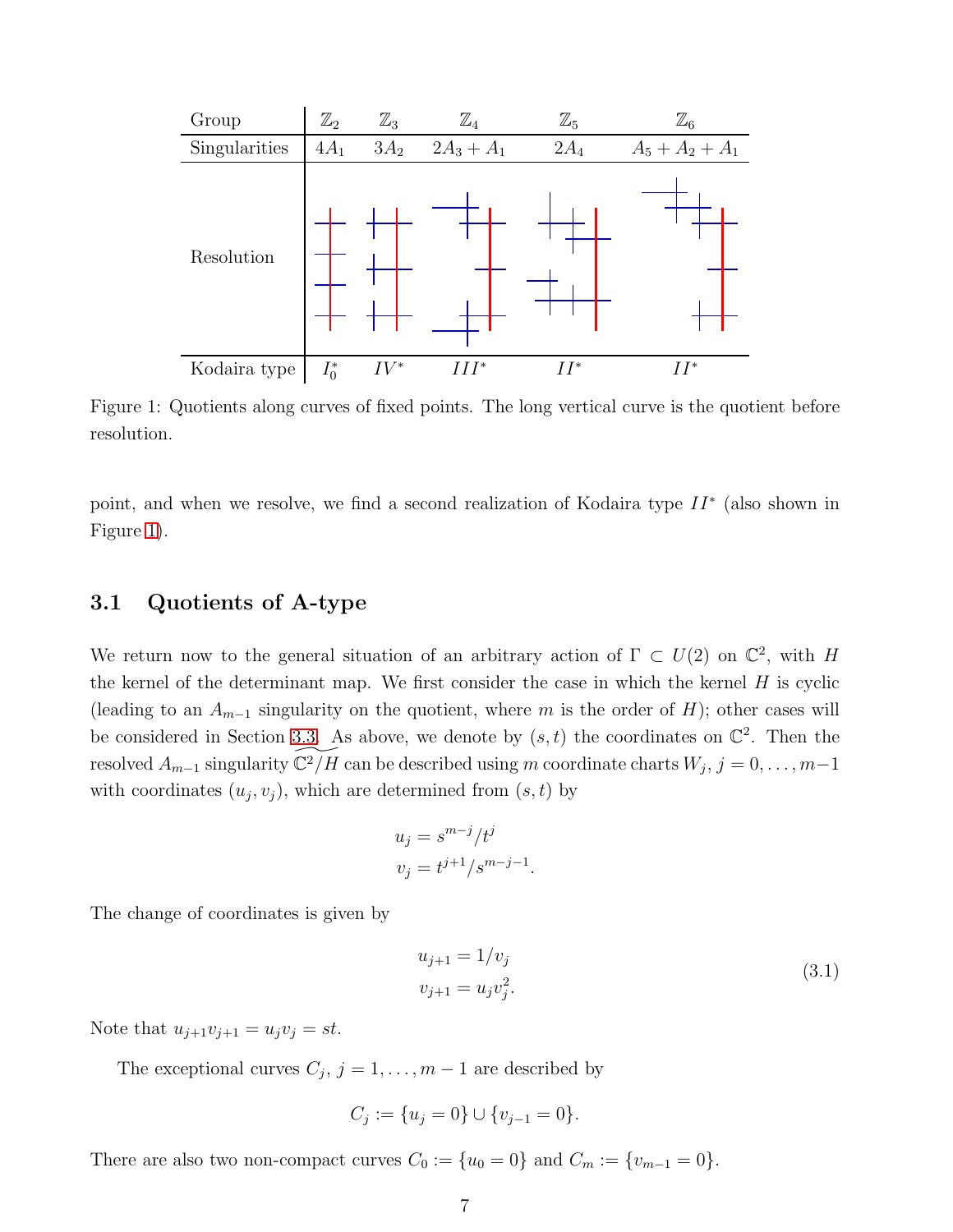| Group | $\mathbb{Z}_2$ | $\mathbb{Z}_3$ | $\mathbb{Z}_4$ | $\mathbb{Z}_5$ | $\mathbb{Z}_6$ |
|---|---|---|---|---|---|
| Singularities | $4A_1$ | $3A_2$ | $2A_3 + A_1$ | $2A_4$ | $A_5 + A_2 + A_1$ |
| Resolution | | | | | |
| Kodaira type | $I_0^*$ | $IV^*$ | $III^*$ | $II^*$ | $II^*$ |

Figure 1: Quotients along curves of fixed points. The long vertical curve is the quotient before resolution.

point, and when we resolve, we find a second realization of Kodaira type $II^*$ (also shown in Figure 1).

### 3.1 Quotients of A-type

We return now to the general situation of an arbitrary action of $\Gamma \subset U(2)$ on $\mathbb{C}^2$, with $H$ the kernel of the determinant map. We first consider the case in which the kernel $H$ is cyclic (leading to an $A_{m-1}$ singularity on the quotient, where $m$ is the order of $H$); other cases will be considered in Section 3.3. As above, we denote by $(s,t)$ the coordinates on $\mathbb{C}^2$. Then the resolved $A_{m-1}$ singularity $\widetilde{\mathbb{C}^2/H}$ can be described using $m$ coordinate charts $W_j$, $j = 0, \ldots, m-1$ with coordinates $(u_j, v_j)$, which are determined from $(s,t)$ by

$$
\begin{aligned}
u_j &= s^{m-j}/t^j \\
v_j &= t^{j+1}/s^{m-j-1}.
\end{aligned}
$$

The change of coordinates is given by

$$
\begin{aligned}
u_{j+1} &= 1/v_j \\
v_{j+1} &= u_j v_j^2.
\end{aligned}
\tag{3.1}
$$

Note that $u_{j+1}v_{j+1} = u_j v_j = st$.

The exceptional curves $C_j$, $j = 1, \ldots, m-1$ are described by

$$
C_j := \{u_j = 0\} \cup \{v_{j-1} = 0\}.
$$

There are also two non-compact curves $C_0 := \{u_0 = 0\}$ and $C_m := \{v_{m-1} = 0\}$.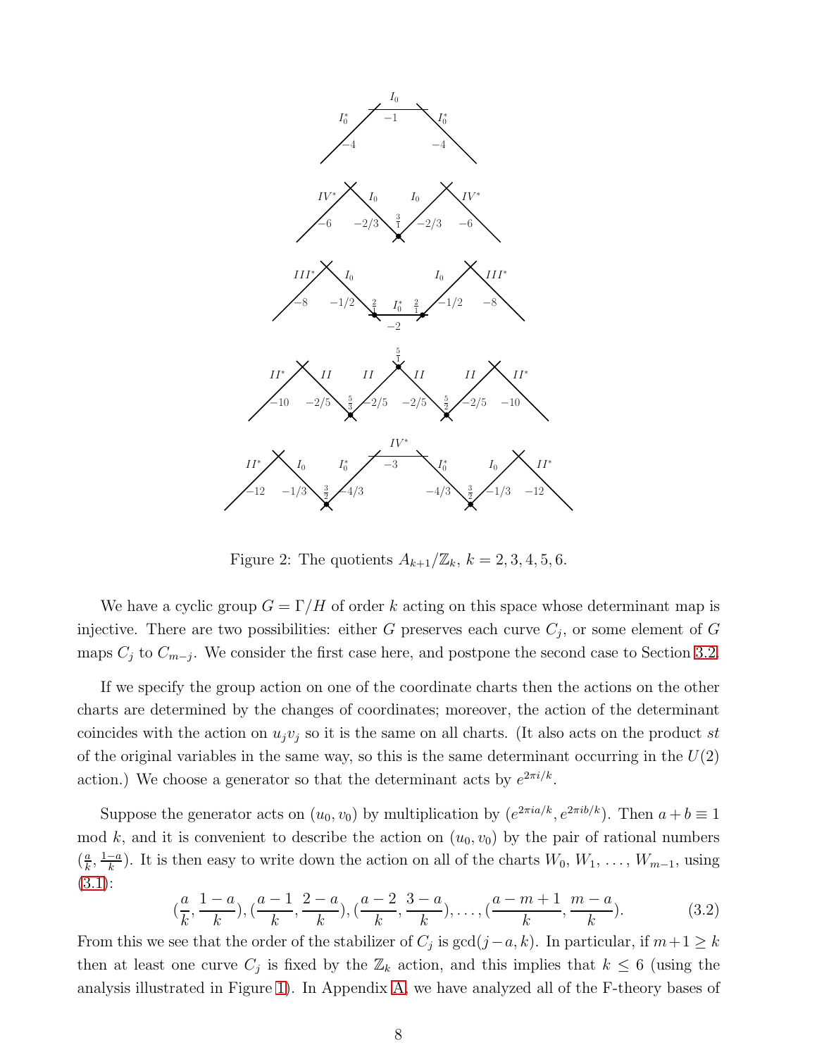Figure 2: The quotients $A_{k+1}/\mathbb{Z}_k$, $k = 2, 3, 4, 5, 6$.

We have a cyclic group $G = \Gamma/H$ of order $k$ acting on this space whose determinant map is injective. There are two possibilities: either $G$ preserves each curve $C_j$, or some element of $G$ maps $C_j$ to $C_{m-j}$. We consider the first case here, and postpone the second case to Section 3.2.

If we specify the group action on one of the coordinate charts then the actions on the other charts are determined by the changes of coordinates; moreover, the action of the determinant coincides with the action on $u_j v_j$ so it is the same on all charts. (It also acts on the product $st$ of the original variables in the same way, so this is the same determinant occurring in the $U(2)$ action.) We choose a generator so that the determinant acts by $e^{2\pi i/k}$.

Suppose the generator acts on $(u_0, v_0)$ by multiplication by $(e^{2\pi i a/k}, e^{2\pi i b/k})$. Then $a + b \equiv 1$ mod $k$, and it is convenient to describe the action on $(u_0, v_0)$ by the pair of rational numbers $(\frac{a}{k}, \frac{1-a}{k})$. It is then easy to write down the action on all of the charts $W_0, W_1, \ldots, W_{m-1}$, using (3.1):

$$(\frac{a}{k}, \frac{1-a}{k}), (\frac{a-1}{k}, \frac{2-a}{k}), (\frac{a-2}{k}, \frac{3-a}{k}), \ldots, (\frac{a-m+1}{k}, \frac{m-a}{k}). \tag{3.2}$$

From this we see that the order of the stabilizer of $C_j$ is $\gcd(j-a, k)$. In particular, if $m+1 \geq k$ then at least one curve $C_j$ is fixed by the $\mathbb{Z}_k$ action, and this implies that $k \leq 6$ (using the analysis illustrated in Figure 1). In Appendix A, we have analyzed all of the F-theory bases of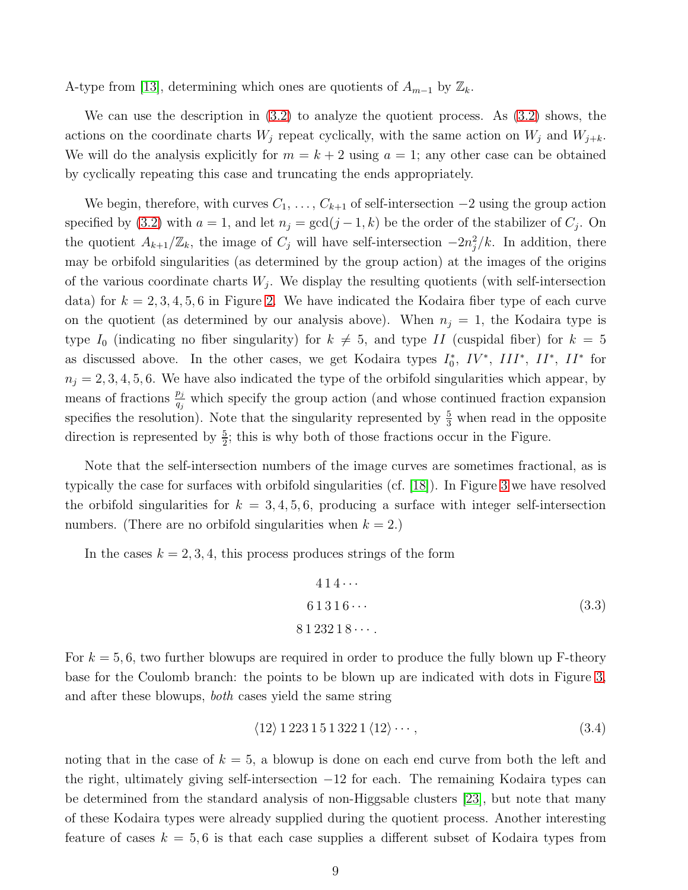A-type from [13], determining which ones are quotients of $A_{m-1}$ by $\mathbb{Z}_k$.

We can use the description in (3.2) to analyze the quotient process. As (3.2) shows, the actions on the coordinate charts $W_j$ repeat cyclically, with the same action on $W_j$ and $W_{j+k}$. We will do the analysis explicitly for $m = k+2$ using $a = 1$; any other case can be obtained by cyclically repeating this case and truncating the ends appropriately.

We begin, therefore, with curves $C_1, \ldots, C_{k+1}$ of self-intersection $-2$ using the group action specified by (3.2) with $a = 1$, and let $n_j = \gcd(j-1, k)$ be the order of the stabilizer of $C_j$. On the quotient $A_{k+1}/\mathbb{Z}_k$, the image of $C_j$ will have self-intersection $-2n_j^2/k$. In addition, there may be orbifold singularities (as determined by the group action) at the images of the origins of the various coordinate charts $W_j$. We display the resulting quotients (with self-intersection data) for $k = 2, 3, 4, 5, 6$ in Figure 2. We have indicated the Kodaira fiber type of each curve on the quotient (as determined by our analysis above). When $n_j = 1$, the Kodaira type is type $I_0$ (indicating no fiber singularity) for $k \neq 5$, and type $II$ (cuspidal fiber) for $k = 5$ as discussed above. In the other cases, we get Kodaira types $I_0^*$, $IV^*$, $III^*$, $II^*$, $II^*$ for $n_j = 2, 3, 4, 5, 6$. We have also indicated the type of the orbifold singularities which appear, by means of fractions $\frac{p_j}{q_j}$ which specify the group action (and whose continued fraction expansion specifies the resolution). Note that the singularity represented by $\frac{5}{3}$ when read in the opposite direction is represented by $\frac{5}{2}$; this is why both of those fractions occur in the Figure.

Note that the self-intersection numbers of the image curves are sometimes fractional, as is typically the case for surfaces with orbifold singularities (cf. [18]). In Figure 3 we have resolved the orbifold singularities for $k = 3, 4, 5, 6$, producing a surface with integer self-intersection numbers. (There are no orbifold singularities when $k = 2$.)

In the cases $k = 2, 3, 4$, this process produces strings of the form

$$
\begin{gathered}
4\,1\,4\cdots \\
6\,1\,3\,1\,6\cdots \\
8\,1\,2\,3\,2\,1\,8\cdots .
\end{gathered}
\tag{3.3}
$$

For $k = 5, 6$, two further blowups are required in order to produce the fully blown up F-theory base for the Coulomb branch: the points to be blown up are indicated with dots in Figure 3, and after these blowups, *both* cases yield the same string

$$
\langle 12 \rangle\, 1\,2\,2\,3\,1\,5\,1\,3\,2\,2\,1\, \langle 12 \rangle \cdots,
\tag{3.4}
$$

noting that in the case of $k = 5$, a blowup is done on each end curve from both the left and the right, ultimately giving self-intersection $-12$ for each. The remaining Kodaira types can be determined from the standard analysis of non-Higgsable clusters [23], but note that many of these Kodaira types were already supplied during the quotient process. Another interesting feature of cases $k = 5, 6$ is that each case supplies a different subset of Kodaira types from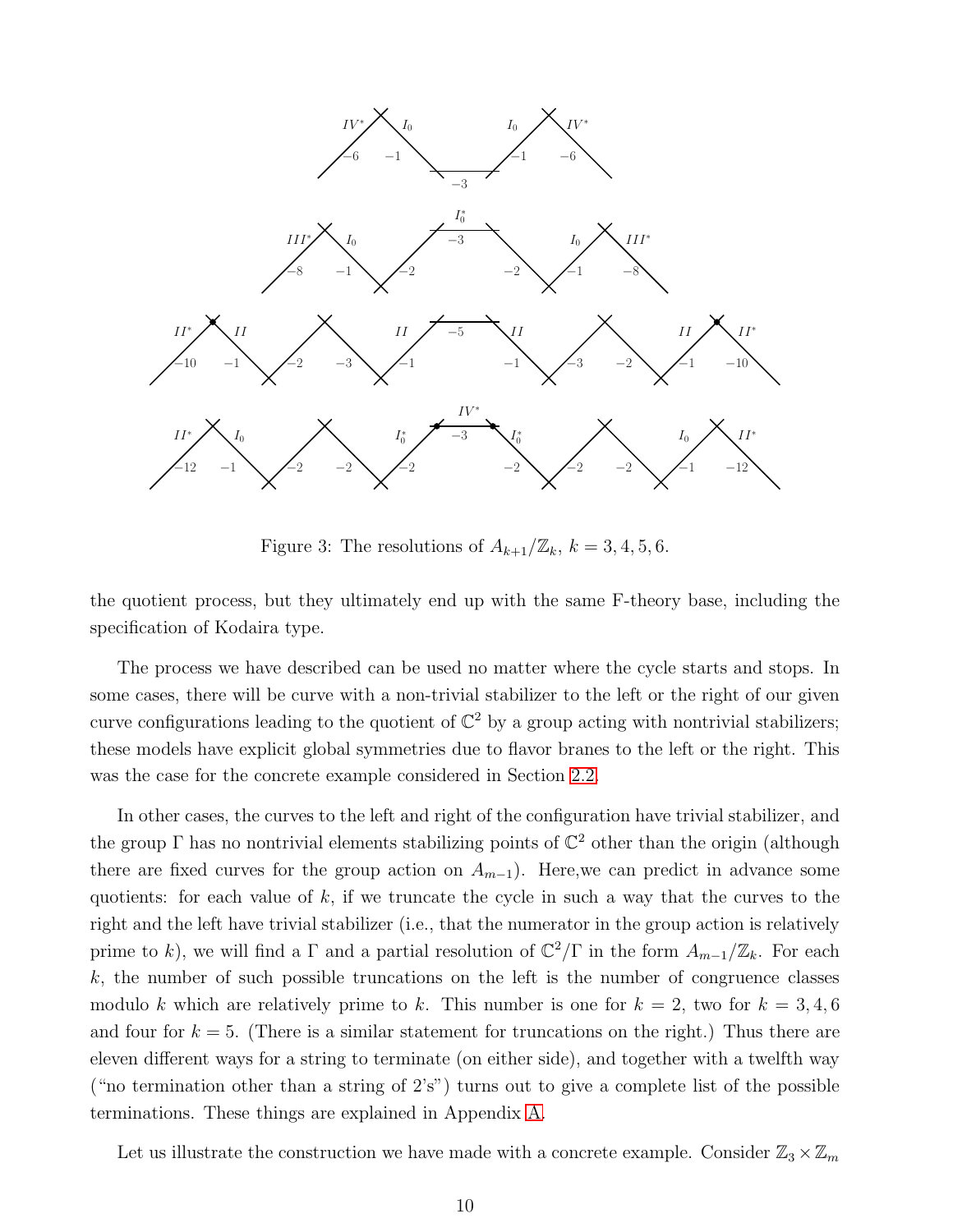Figure 3: The resolutions of $A_{k+1}/\mathbb{Z}_k$, $k = 3, 4, 5, 6$.

the quotient process, but they ultimately end up with the same F-theory base, including the specification of Kodaira type.

The process we have described can be used no matter where the cycle starts and stops. In some cases, there will be curve with a non-trivial stabilizer to the left or the right of our given curve configurations leading to the quotient of $\mathbb{C}^2$ by a group acting with nontrivial stabilizers; these models have explicit global symmetries due to flavor branes to the left or the right. This was the case for the concrete example considered in Section 2.2.

In other cases, the curves to the left and right of the configuration have trivial stabilizer, and the group $\Gamma$ has no nontrivial elements stabilizing points of $\mathbb{C}^2$ other than the origin (although there are fixed curves for the group action on $A_{m-1}$). Here,we can predict in advance some quotients: for each value of $k$, if we truncate the cycle in such a way that the curves to the right and the left have trivial stabilizer (i.e., that the numerator in the group action is relatively prime to $k$), we will find a $\Gamma$ and a partial resolution of $\mathbb{C}^2/\Gamma$ in the form $A_{m-1}/\mathbb{Z}_k$. For each $k$, the number of such possible truncations on the left is the number of congruence classes modulo $k$ which are relatively prime to $k$. This number is one for $k = 2$, two for $k = 3, 4, 6$ and four for $k = 5$. (There is a similar statement for truncations on the right.) Thus there are eleven different ways for a string to terminate (on either side), and together with a twelfth way ("no termination other than a string of 2's") turns out to give a complete list of the possible terminations. These things are explained in Appendix A.

Let us illustrate the construction we have made with a concrete example. Consider $\mathbb{Z}_3 \times \mathbb{Z}_m$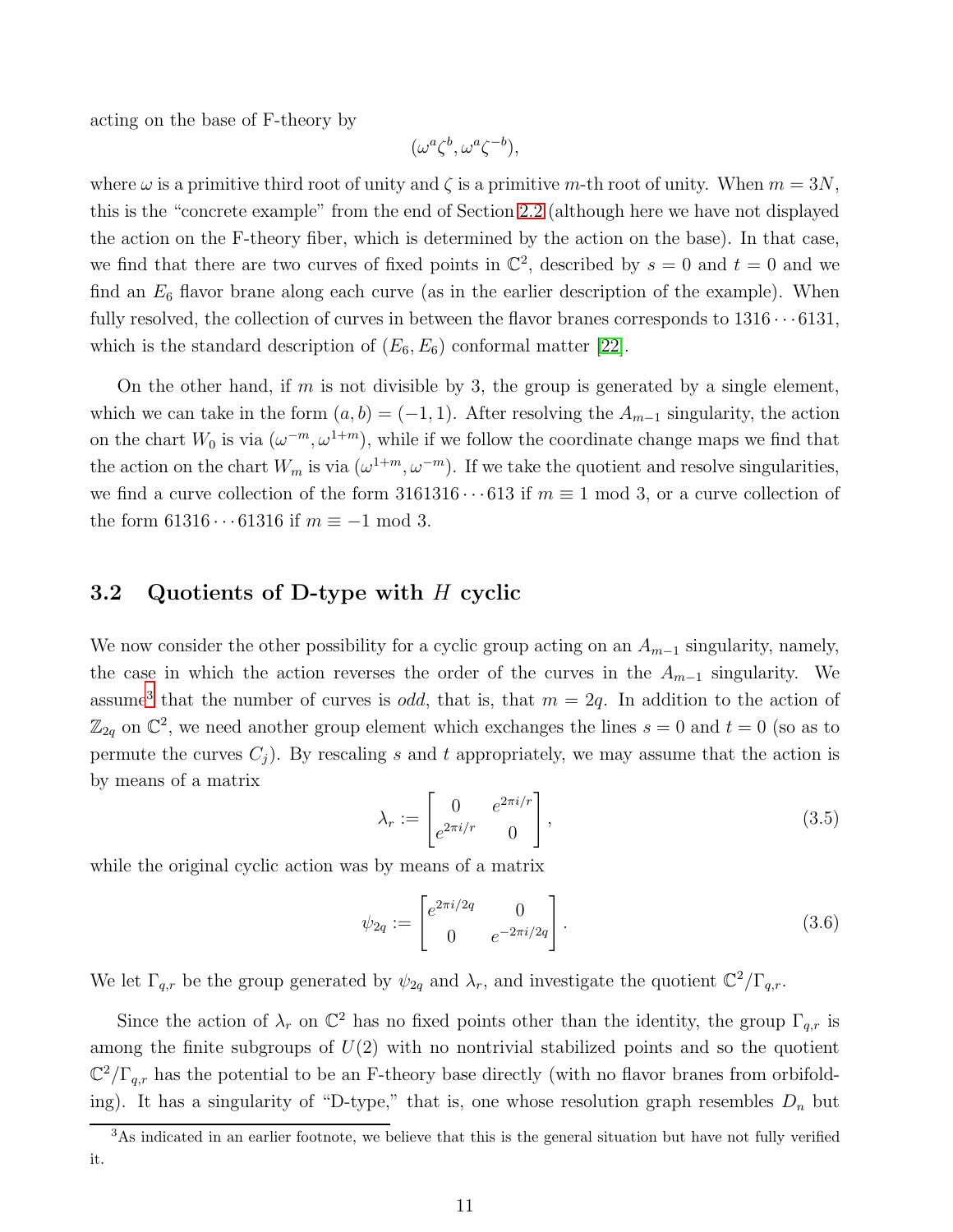acting on the base of F-theory by

$$(\omega^a\zeta^b, \omega^a\zeta^{-b}),$$

where $\omega$ is a primitive third root of unity and $\zeta$ is a primitive $m$-th root of unity. When $m = 3N$, this is the "concrete example" from the end of Section 2.2 (although here we have not displayed the action on the F-theory fiber, which is determined by the action on the base). In that case, we find that there are two curves of fixed points in $\mathbb{C}^2$, described by $s = 0$ and $t = 0$ and we find an $E_6$ flavor brane along each curve (as in the earlier description of the example). When fully resolved, the collection of curves in between the flavor branes corresponds to $1316\cdots6131$, which is the standard description of $(E_6, E_6)$ conformal matter [22].

On the other hand, if $m$ is not divisible by 3, the group is generated by a single element, which we can take in the form $(a, b) = (-1, 1)$. After resolving the $A_{m-1}$ singularity, the action on the chart $W_0$ is via $(\omega^{-m}, \omega^{1+m})$, while if we follow the coordinate change maps we find that the action on the chart $W_m$ is via $(\omega^{1+m}, \omega^{-m})$. If we take the quotient and resolve singularities, we find a curve collection of the form $3161316\cdots613$ if $m \equiv 1 \bmod 3$, or a curve collection of the form $61316\cdots61316$ if $m \equiv -1 \bmod 3$.

## 3.2 Quotients of D-type with $H$ cyclic

We now consider the other possibility for a cyclic group acting on an $A_{m-1}$ singularity, namely, the case in which the action reverses the order of the curves in the $A_{m-1}$ singularity. We assume[3] that the number of curves is *odd*, that is, that $m = 2q$. In addition to the action of $\mathbb{Z}_{2q}$ on $\mathbb{C}^2$, we need another group element which exchanges the lines $s = 0$ and $t = 0$ (so as to permute the curves $C_j$). By rescaling $s$ and $t$ appropriately, we may assume that the action is by means of a matrix

$$\lambda_r := \begin{bmatrix} 0 & e^{2\pi i/r} \\ e^{2\pi i/r} & 0 \end{bmatrix}, \tag{3.5}$$

while the original cyclic action was by means of a matrix

$$\psi_{2q} := \begin{bmatrix} e^{2\pi i/2q} & 0 \\ 0 & e^{-2\pi i/2q} \end{bmatrix}. \tag{3.6}$$

We let $\Gamma_{q,r}$ be the group generated by $\psi_{2q}$ and $\lambda_r$, and investigate the quotient $\mathbb{C}^2/\Gamma_{q,r}$.

Since the action of $\lambda_r$ on $\mathbb{C}^2$ has no fixed points other than the identity, the group $\Gamma_{q,r}$ is among the finite subgroups of $U(2)$ with no nontrivial stabilized points and so the quotient $\mathbb{C}^2/\Gamma_{q,r}$ has the potential to be an F-theory base directly (with no flavor branes from orbifolding). It has a singularity of "D-type," that is, one whose resolution graph resembles $D_n$ but

[3] As indicated in an earlier footnote, we believe that this is the general situation but have not fully verified it.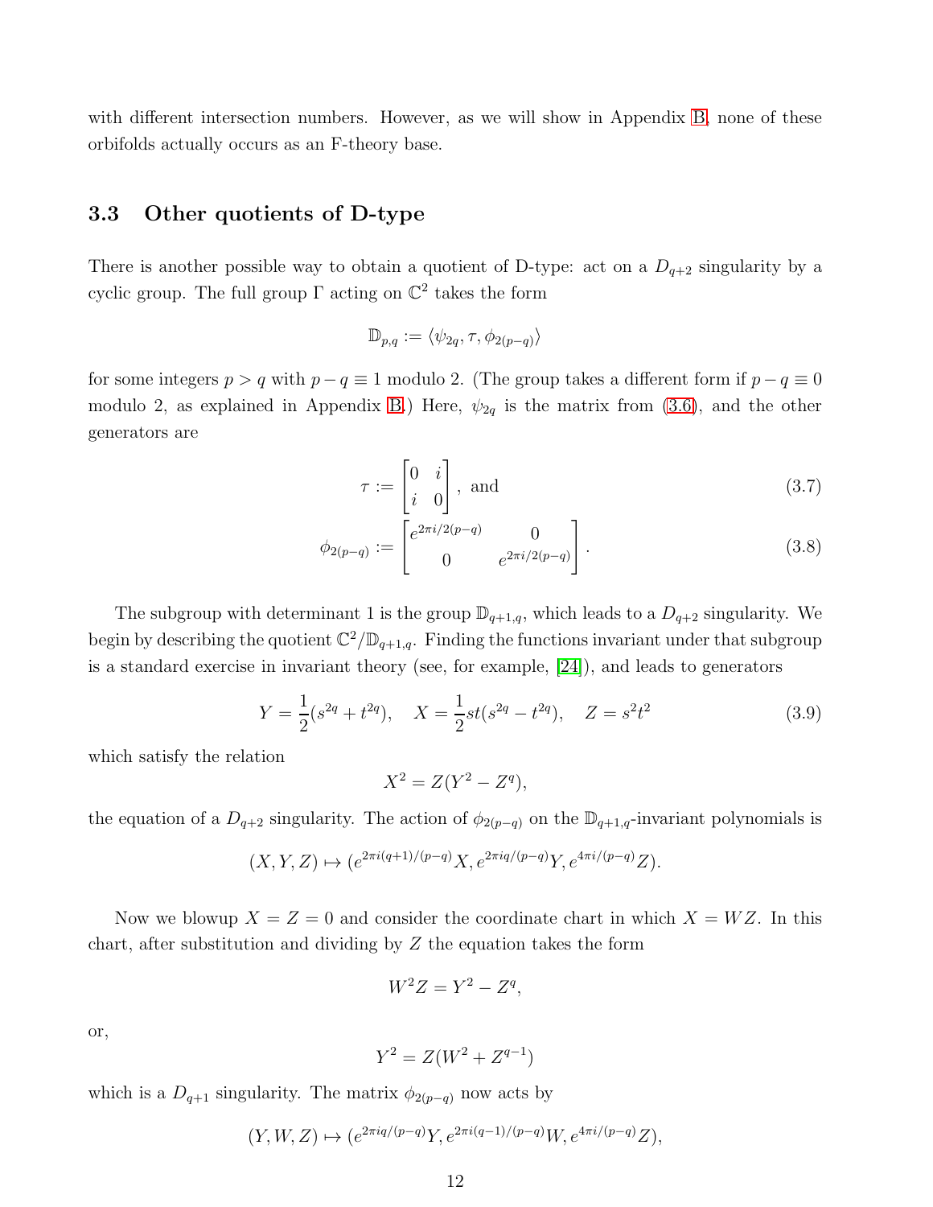with different intersection numbers. However, as we will show in Appendix B, none of these orbifolds actually occurs as an F-theory base.

### 3.3 Other quotients of D-type

There is another possible way to obtain a quotient of D-type: act on a $D_{q+2}$ singularity by a cyclic group. The full group $\Gamma$ acting on $\mathbb{C}^2$ takes the form

$$\mathbb{D}_{p,q} := \langle \psi_{2q}, \tau, \phi_{2(p-q)} \rangle$$

for some integers $p > q$ with $p - q \equiv 1$ modulo 2. (The group takes a different form if $p - q \equiv 0$ modulo 2, as explained in Appendix B.) Here, $\psi_{2q}$ is the matrix from (3.6), and the other generators are

$$\tau := \begin{bmatrix} 0 & i \\ i & 0 \end{bmatrix}, \text{ and} \tag{3.7}$$

$$\phi_{2(p-q)} := \begin{bmatrix} e^{2\pi i/2(p-q)} & 0 \\ 0 & e^{2\pi i/2(p-q)} \end{bmatrix}. \tag{3.8}$$

The subgroup with determinant 1 is the group $\mathbb{D}_{q+1,q}$, which leads to a $D_{q+2}$ singularity. We begin by describing the quotient $\mathbb{C}^2/\mathbb{D}_{q+1,q}$. Finding the functions invariant under that subgroup is a standard exercise in invariant theory (see, for example, [24]), and leads to generators

$$Y = \frac{1}{2}(s^{2q} + t^{2q}), \quad X = \frac{1}{2}st(s^{2q} - t^{2q}), \quad Z = s^2t^2 \tag{3.9}$$

which satisfy the relation

$$X^2 = Z(Y^2 - Z^q),$$

the equation of a $D_{q+2}$ singularity. The action of $\phi_{2(p-q)}$ on the $\mathbb{D}_{q+1,q}$-invariant polynomials is

$$(X, Y, Z) \mapsto (e^{2\pi i(q+1)/(p-q)}X, e^{2\pi iq/(p-q)}Y, e^{4\pi i/(p-q)}Z).$$

Now we blowup $X = Z = 0$ and consider the coordinate chart in which $X = WZ$. In this chart, after substitution and dividing by $Z$ the equation takes the form

$$W^2Z = Y^2 - Z^q,$$

or,

$$Y^2 = Z(W^2 + Z^{q-1})$$

which is a $D_{q+1}$ singularity. The matrix $\phi_{2(p-q)}$ now acts by

$$(Y, W, Z) \mapsto (e^{2\pi iq/(p-q)}Y, e^{2\pi i(q-1)/(p-q)}W, e^{4\pi i/(p-q)}Z),$$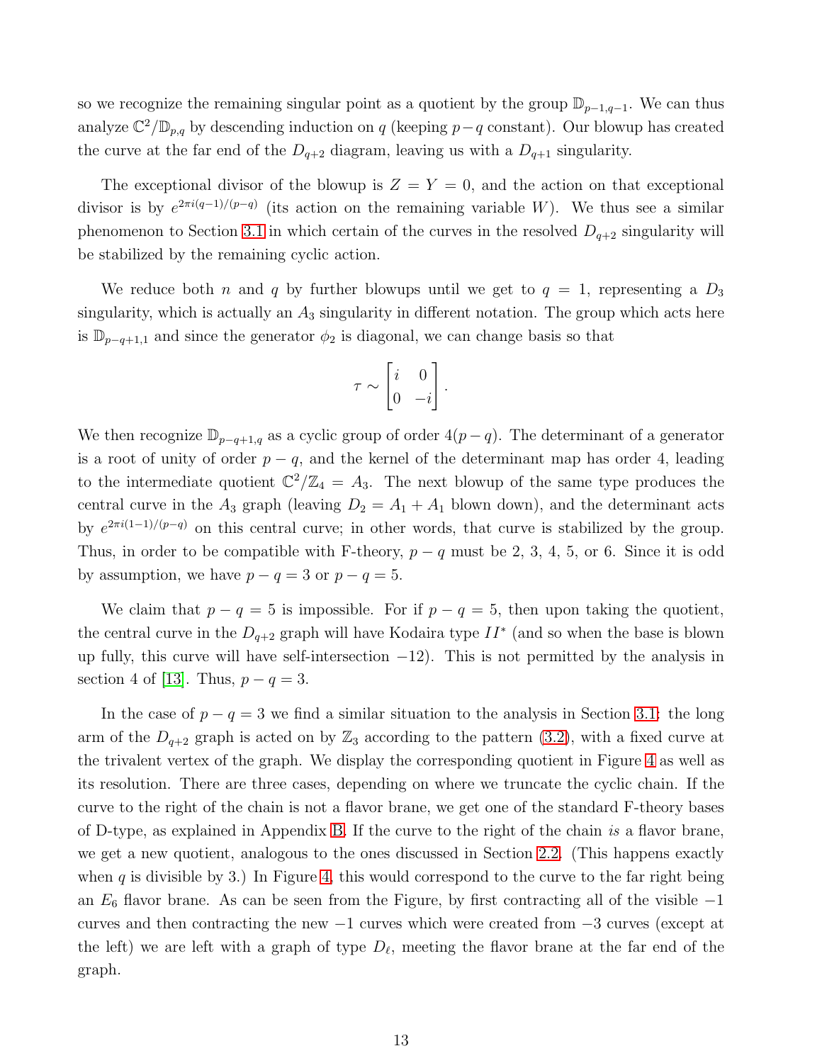so we recognize the remaining singular point as a quotient by the group $\mathbb{D}_{p-1,q-1}$. We can thus analyze $\mathbb{C}^2/\mathbb{D}_{p,q}$ by descending induction on $q$ (keeping $p-q$ constant). Our blowup has created the curve at the far end of the $D_{q+2}$ diagram, leaving us with a $D_{q+1}$ singularity.

The exceptional divisor of the blowup is $Z = Y = 0$, and the action on that exceptional divisor is by $e^{2\pi i(q-1)/(p-q)}$ (its action on the remaining variable $W$). We thus see a similar phenomenon to Section 3.1 in which certain of the curves in the resolved $D_{q+2}$ singularity will be stabilized by the remaining cyclic action.

We reduce both $n$ and $q$ by further blowups until we get to $q = 1$, representing a $D_3$ singularity, which is actually an $A_3$ singularity in different notation. The group which acts here is $\mathbb{D}_{p-q+1,1}$ and since the generator $\phi_2$ is diagonal, we can change basis so that

$$\tau \sim \begin{bmatrix} i & 0 \\ 0 & -i \end{bmatrix}.$$

We then recognize $\mathbb{D}_{p-q+1,q}$ as a cyclic group of order $4(p-q)$. The determinant of a generator is a root of unity of order $p-q$, and the kernel of the determinant map has order 4, leading to the intermediate quotient $\mathbb{C}^2/\mathbb{Z}_4 = A_3$. The next blowup of the same type produces the central curve in the $A_3$ graph (leaving $D_2 = A_1 + A_1$ blown down), and the determinant acts by $e^{2\pi i(1-1)/(p-q)}$ on this central curve; in other words, that curve is stabilized by the group. Thus, in order to be compatible with F-theory, $p-q$ must be 2, 3, 4, 5, or 6. Since it is odd by assumption, we have $p-q = 3$ or $p-q = 5$.

We claim that $p-q = 5$ is impossible. For if $p-q = 5$, then upon taking the quotient, the central curve in the $D_{q+2}$ graph will have Kodaira type $II^*$ (and so when the base is blown up fully, this curve will have self-intersection $-12$). This is not permitted by the analysis in section 4 of [13]. Thus, $p-q = 3$.

In the case of $p-q = 3$ we find a similar situation to the analysis in Section 3.1: the long arm of the $D_{q+2}$ graph is acted on by $\mathbb{Z}_3$ according to the pattern (3.2), with a fixed curve at the trivalent vertex of the graph. We display the corresponding quotient in Figure 4 as well as its resolution. There are three cases, depending on where we truncate the cyclic chain. If the curve to the right of the chain is not a flavor brane, we get one of the standard F-theory bases of D-type, as explained in Appendix B. If the curve to the right of the chain *is* a flavor brane, we get a new quotient, analogous to the ones discussed in Section 2.2. (This happens exactly when $q$ is divisible by 3.) In Figure 4, this would correspond to the curve to the far right being an $E_6$ flavor brane. As can be seen from the Figure, by first contracting all of the visible $-1$ curves and then contracting the new $-1$ curves which were created from $-3$ curves (except at the left) we are left with a graph of type $D_\ell$, meeting the flavor brane at the far end of the graph.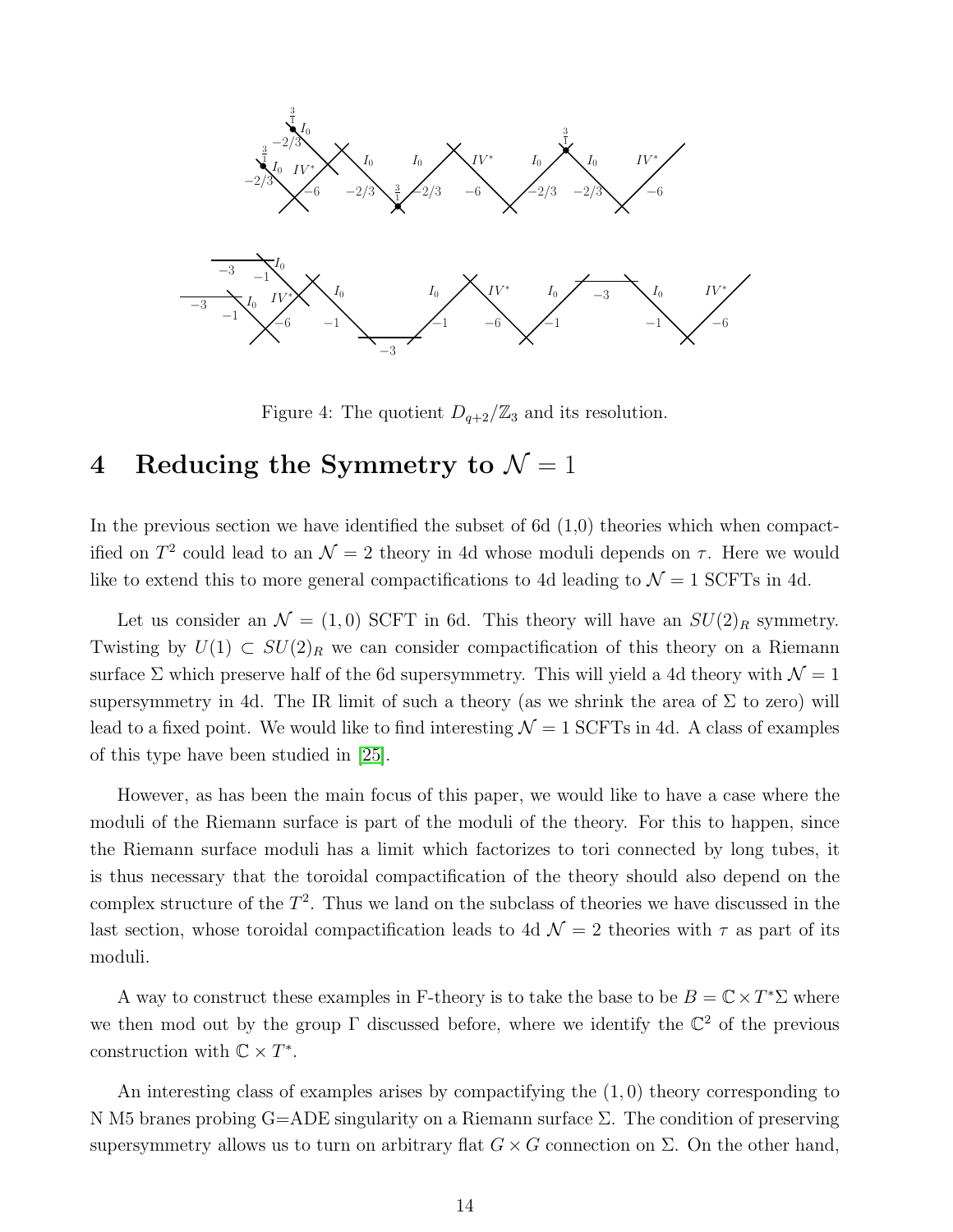Figure 4: The quotient $D_{q+2}/\mathbb{Z}_3$ and its resolution.

# 4 Reducing the Symmetry to $\mathcal{N} = 1$

In the previous section we have identified the subset of 6d (1,0) theories which when compactified on $T^2$ could lead to an $\mathcal{N} = 2$ theory in 4d whose moduli depends on $\tau$. Here we would like to extend this to more general compactifications to 4d leading to $\mathcal{N} = 1$ SCFTs in 4d.

Let us consider an $\mathcal{N} = (1, 0)$ SCFT in 6d. This theory will have an $SU(2)_R$ symmetry. Twisting by $U(1) \subset SU(2)_R$ we can consider compactification of this theory on a Riemann surface $\Sigma$ which preserve half of the 6d supersymmetry. This will yield a 4d theory with $\mathcal{N} = 1$ supersymmetry in 4d. The IR limit of such a theory (as we shrink the area of $\Sigma$ to zero) will lead to a fixed point. We would like to find interesting $\mathcal{N} = 1$ SCFTs in 4d. A class of examples of this type have been studied in [25].

However, as has been the main focus of this paper, we would like to have a case where the moduli of the Riemann surface is part of the moduli of the theory. For this to happen, since the Riemann surface moduli has a limit which factorizes to tori connected by long tubes, it is thus necessary that the toroidal compactification of the theory should also depend on the complex structure of the $T^2$. Thus we land on the subclass of theories we have discussed in the last section, whose toroidal compactification leads to 4d $\mathcal{N} = 2$ theories with $\tau$ as part of its moduli.

A way to construct these examples in F-theory is to take the base to be $B = \mathbb{C} \times T^*\Sigma$ where we then mod out by the group $\Gamma$ discussed before, where we identify the $\mathbb{C}^2$ of the previous construction with $\mathbb{C} \times T^*$.

An interesting class of examples arises by compactifying the $(1, 0)$ theory corresponding to N M5 branes probing G=ADE singularity on a Riemann surface $\Sigma$. The condition of preserving supersymmetry allows us to turn on arbitrary flat $G \times G$ connection on $\Sigma$. On the other hand,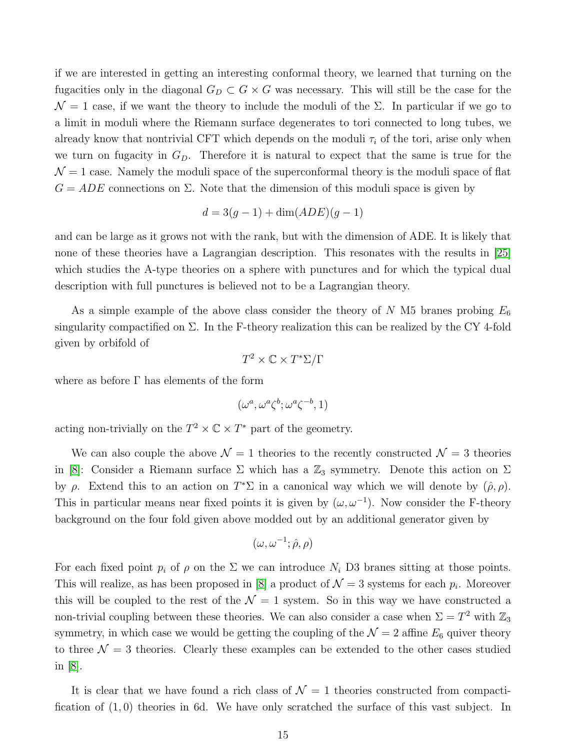if we are interested in getting an interesting conformal theory, we learned that turning on the fugacities only in the diagonal $G_D \subset G \times G$ was necessary. This will still be the case for the $\mathcal{N}=1$ case, if we want the theory to include the moduli of the $\Sigma$. In particular if we go to a limit in moduli where the Riemann surface degenerates to tori connected to long tubes, we already know that nontrivial CFT which depends on the moduli $\tau_i$ of the tori, arise only when we turn on fugacity in $G_D$. Therefore it is natural to expect that the same is true for the $\mathcal{N}=1$ case. Namely the moduli space of the superconformal theory is the moduli space of flat $G = ADE$ connections on $\Sigma$. Note that the dimension of this moduli space is given by

$$d = 3(g-1) + \dim(ADE)(g-1)$$

and can be large as it grows not with the rank, but with the dimension of ADE. It is likely that none of these theories have a Lagrangian description. This resonates with the results in [25] which studies the A-type theories on a sphere with punctures and for which the typical dual description with full punctures is believed not to be a Lagrangian theory.

As a simple example of the above class consider the theory of $N$ M5 branes probing $E_6$ singularity compactified on $\Sigma$. In the F-theory realization this can be realized by the CY 4-fold given by orbifold of

$$T^2 \times \mathbb{C} \times T^*\Sigma/\Gamma$$

where as before $\Gamma$ has elements of the form

$$(\omega^a, \omega^a\zeta^b; \omega^a\zeta^{-b}, 1)$$

acting non-trivially on the $T^2 \times \mathbb{C} \times T^*$ part of the geometry.

We can also couple the above $\mathcal{N}=1$ theories to the recently constructed $\mathcal{N}=3$ theories in [8]: Consider a Riemann surface $\Sigma$ which has a $\mathbb{Z}_3$ symmetry. Denote this action on $\Sigma$ by $\rho$. Extend this to an action on $T^*\Sigma$ in a canonical way which we will denote by $(\hat{\rho}, \rho)$. This in particular means near fixed points it is given by $(\omega, \omega^{-1})$. Now consider the F-theory background on the four fold given above modded out by an additional generator given by

$$(\omega, \omega^{-1}; \hat{\rho}, \rho)$$

For each fixed point $p_i$ of $\rho$ on the $\Sigma$ we can introduce $N_i$ D3 branes sitting at those points. This will realize, as has been proposed in [8] a product of $\mathcal{N}=3$ systems for each $p_i$. Moreover this will be coupled to the rest of the $\mathcal{N}=1$ system. So in this way we have constructed a non-trivial coupling between these theories. We can also consider a case when $\Sigma = T^2$ with $\mathbb{Z}_3$ symmetry, in which case we would be getting the coupling of the $\mathcal{N}=2$ affine $E_6$ quiver theory to three $\mathcal{N}=3$ theories. Clearly these examples can be extended to the other cases studied in [8].

It is clear that we have found a rich class of $\mathcal{N}=1$ theories constructed from compactification of $(1,0)$ theories in 6d. We have only scratched the surface of this vast subject. In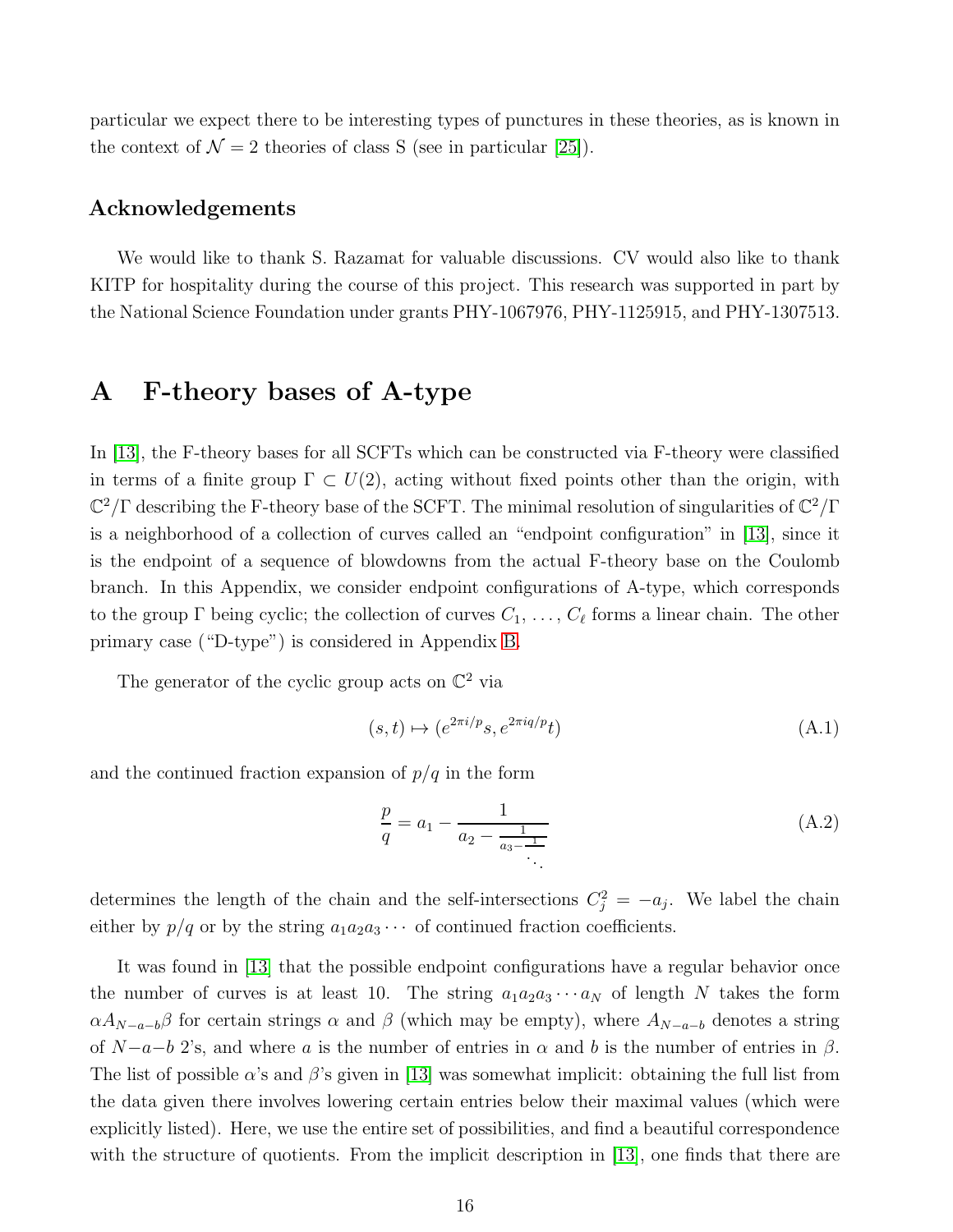particular we expect there to be interesting types of punctures in these theories, as is known in the context of $\mathcal{N} = 2$ theories of class S (see in particular [25]).

## Acknowledgements

We would like to thank S. Razamat for valuable discussions. CV would also like to thank KITP for hospitality during the course of this project. This research was supported in part by the National Science Foundation under grants PHY-1067976, PHY-1125915, and PHY-1307513.

# A F-theory bases of A-type

In [13], the F-theory bases for all SCFTs which can be constructed via F-theory were classified in terms of a finite group $\Gamma \subset U(2)$, acting without fixed points other than the origin, with $\mathbb{C}^2/\Gamma$ describing the F-theory base of the SCFT. The minimal resolution of singularities of $\mathbb{C}^2/\Gamma$ is a neighborhood of a collection of curves called an "endpoint configuration" in [13], since it is the endpoint of a sequence of blowdowns from the actual F-theory base on the Coulomb branch. In this Appendix, we consider endpoint configurations of A-type, which corresponds to the group $\Gamma$ being cyclic; the collection of curves $C_1, \ldots, C_\ell$ forms a linear chain. The other primary case ("D-type") is considered in Appendix B.

The generator of the cyclic group acts on $\mathbb{C}^2$ via

$$(s,t) \mapsto (e^{2\pi i/p}s, e^{2\pi i q/p}t) \tag{A.1}$$

and the continued fraction expansion of $p/q$ in the form

$$\frac{p}{q} = a_1 - \cfrac{1}{a_2 - \cfrac{1}{a_3 - \cfrac{1}{\ddots}}} \tag{A.2}$$

determines the length of the chain and the self-intersections $C_j^2 = -a_j$. We label the chain either by $p/q$ or by the string $a_1a_2a_3\cdots$ of continued fraction coefficients.

It was found in [13] that the possible endpoint configurations have a regular behavior once the number of curves is at least 10. The string $a_1a_2a_3\cdots a_N$ of length $N$ takes the form $\alpha A_{N-a-b}\beta$ for certain strings $\alpha$ and $\beta$ (which may be empty), where $A_{N-a-b}$ denotes a string of $N-a-b$ 2's, and where $a$ is the number of entries in $\alpha$ and $b$ is the number of entries in $\beta$. The list of possible $\alpha$'s and $\beta$'s given in [13] was somewhat implicit: obtaining the full list from the data given there involves lowering certain entries below their maximal values (which were explicitly listed). Here, we use the entire set of possibilities, and find a beautiful correspondence with the structure of quotients. From the implicit description in [13], one finds that there are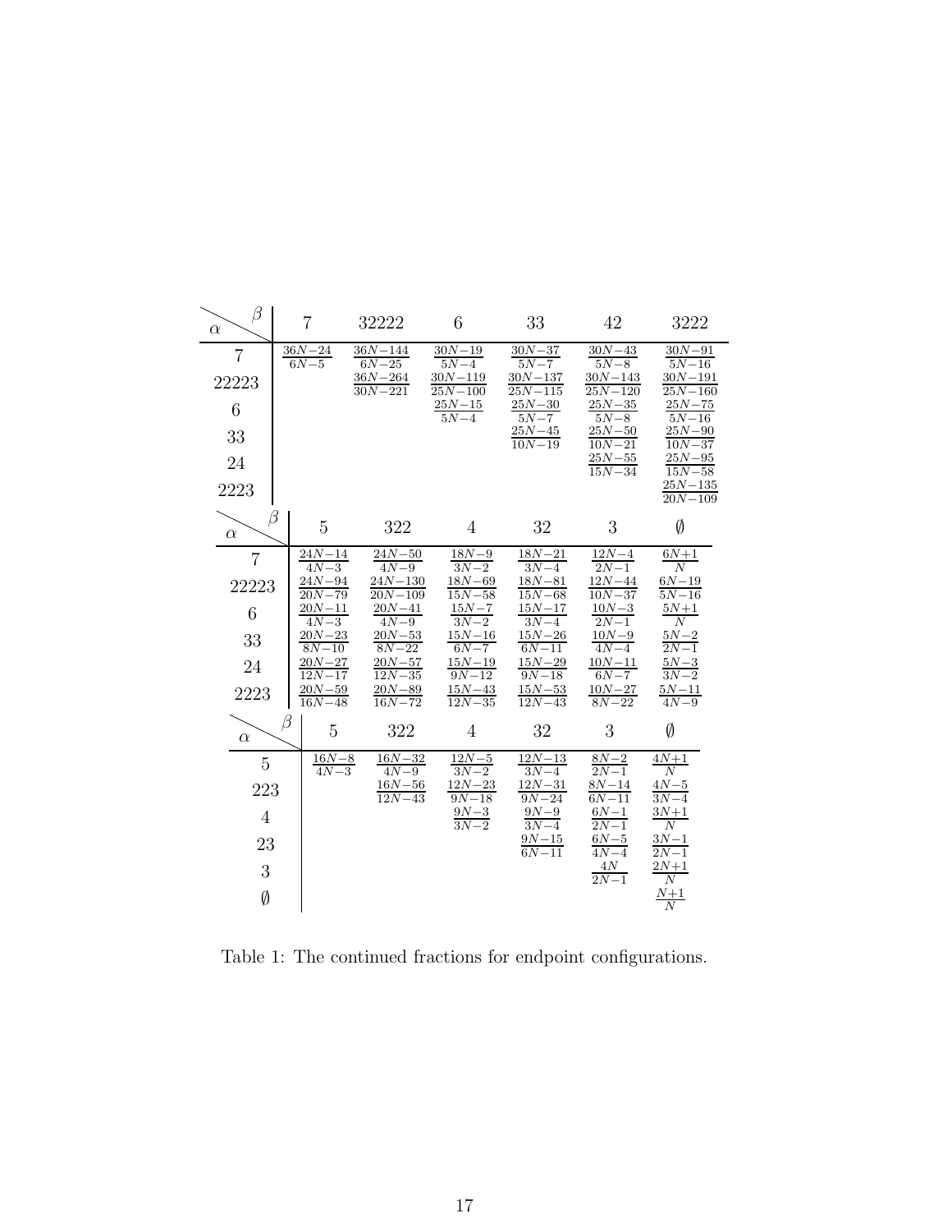| $\alpha$ \ $\beta$ | 7 | 32222 | 6 | 33 | 42 | 3222 |
|---|---|---|---|---|---|---|
| 7 | $\frac{36N-24}{6N-5}$ | $\frac{36N-144}{6N-25}$ | $\frac{30N-19}{5N-4}$ | $\frac{30N-37}{5N-7}$ | $\frac{30N-43}{5N-8}$ | $\frac{30N-91}{5N-16}$ |
| 22223 | | $\frac{36N-264}{30N-221}$ | $\frac{30N-119}{25N-100}$ | $\frac{30N-137}{25N-115}$ | $\frac{30N-143}{25N-120}$ | $\frac{30N-191}{25N-160}$ |
| 6 | | | $\frac{25N-15}{5N-4}$ | $\frac{25N-30}{5N-7}$ | $\frac{25N-35}{5N-8}$ | $\frac{25N-75}{5N-16}$ |
| 33 | | | | $\frac{25N-45}{10N-19}$ | $\frac{25N-50}{10N-21}$ | $\frac{25N-90}{10N-37}$ |
| 24 | | | | | $\frac{25N-55}{15N-34}$ | $\frac{25N-95}{15N-58}$ |
| 2223 | | | | | | $\frac{25N-135}{20N-109}$ |

| $\alpha$ \ $\beta$ | 5 | 322 | 4 | 32 | 3 | $\emptyset$ |
|---|---|---|---|---|---|---|
| 7 | $\frac{24N-14}{4N-3}$ | $\frac{24N-50}{4N-9}$ | $\frac{18N-9}{3N-2}$ | $\frac{18N-21}{3N-4}$ | $\frac{12N-4}{2N-1}$ | $\frac{6N+1}{N}$ |
| 22223 | $\frac{24N-94}{20N-79}$ | $\frac{24N-130}{20N-109}$ | $\frac{18N-69}{15N-58}$ | $\frac{18N-81}{15N-68}$ | $\frac{12N-44}{10N-37}$ | $\frac{6N-19}{5N-16}$ |
| 6 | $\frac{20N-11}{4N-3}$ | $\frac{20N-41}{4N-9}$ | $\frac{15N-7}{3N-2}$ | $\frac{15N-17}{3N-4}$ | $\frac{10N-3}{2N-1}$ | $\frac{5N+1}{N}$ |
| 33 | $\frac{20N-23}{8N-10}$ | $\frac{20N-53}{8N-22}$ | $\frac{15N-16}{6N-7}$ | $\frac{15N-26}{6N-11}$ | $\frac{10N-9}{4N-4}$ | $\frac{5N-2}{2N-1}$ |
| 24 | $\frac{20N-27}{12N-17}$ | $\frac{20N-57}{12N-35}$ | $\frac{15N-19}{9N-12}$ | $\frac{15N-29}{9N-18}$ | $\frac{10N-11}{6N-7}$ | $\frac{5N-3}{3N-2}$ |
| 2223 | $\frac{20N-59}{16N-48}$ | $\frac{20N-89}{16N-72}$ | $\frac{15N-43}{12N-35}$ | $\frac{15N-53}{12N-43}$ | $\frac{10N-27}{8N-22}$ | $\frac{5N-11}{4N-9}$ |

| $\alpha$ \ $\beta$ | 5 | 322 | 4 | 32 | 3 | $\emptyset$ |
|---|---|---|---|---|---|---|
| 5 | $\frac{16N-8}{4N-3}$ | $\frac{16N-32}{4N-9}$ | $\frac{12N-5}{3N-2}$ | $\frac{12N-13}{3N-4}$ | $\frac{8N-2}{2N-1}$ | $\frac{4N+1}{N}$ |
| 223 | | $\frac{16N-56}{12N-43}$ | $\frac{12N-23}{9N-18}$ | $\frac{12N-31}{9N-24}$ | $\frac{8N-14}{6N-11}$ | $\frac{4N-5}{3N-4}$ |
| 4 | | | $\frac{9N-3}{3N-2}$ | $\frac{9N-9}{3N-4}$ | $\frac{6N-1}{2N-1}$ | $\frac{3N+1}{N}$ |
| 23 | | | | $\frac{9N-15}{6N-11}$ | $\frac{6N-5}{4N-4}$ | $\frac{3N-1}{2N-1}$ |
| 3 | | | | | $\frac{4N}{2N-1}$ | $\frac{2N+1}{N}$ |
| $\emptyset$ | | | | | | $\frac{N+1}{N}$ |

Table 1: The continued fractions for endpoint configurations.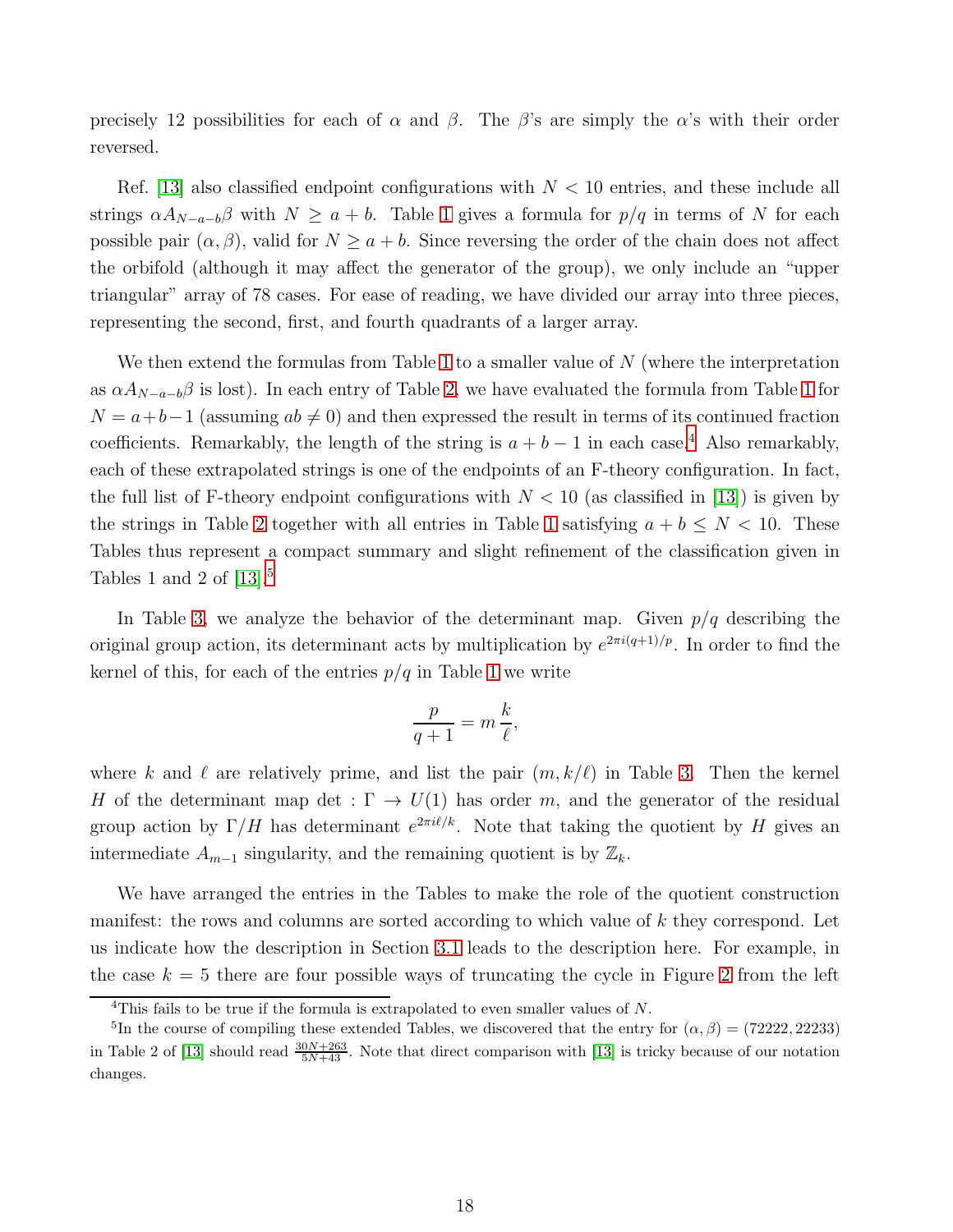precisely 12 possibilities for each of $\alpha$ and $\beta$. The $\beta$'s are simply the $\alpha$'s with their order reversed.

Ref. [13] also classified endpoint configurations with $N < 10$ entries, and these include all strings $\alpha A_{N-a-b}\beta$ with $N \geq a+b$. Table 1 gives a formula for $p/q$ in terms of $N$ for each possible pair $(\alpha, \beta)$, valid for $N \geq a+b$. Since reversing the order of the chain does not affect the orbifold (although it may affect the generator of the group), we only include an "upper triangular" array of 78 cases. For ease of reading, we have divided our array into three pieces, representing the second, first, and fourth quadrants of a larger array.

We then extend the formulas from Table 1 to a smaller value of $N$ (where the interpretation as $\alpha A_{N-a-b}\beta$ is lost). In each entry of Table 2, we have evaluated the formula from Table 1 for $N = a+b-1$ (assuming $ab \neq 0$) and then expressed the result in terms of its continued fraction coefficients. Remarkably, the length of the string is $a+b-1$ in each case.[4] Also remarkably, each of these extrapolated strings is one of the endpoints of an F-theory configuration. In fact, the full list of F-theory endpoint configurations with $N < 10$ (as classified in [13]) is given by the strings in Table 2 together with all entries in Table 1 satisfying $a+b \leq N < 10$. These Tables thus represent a compact summary and slight refinement of the classification given in Tables 1 and 2 of [13].[5]

In Table 3, we analyze the behavior of the determinant map. Given $p/q$ describing the original group action, its determinant acts by multiplication by $e^{2\pi i(q+1)/p}$. In order to find the kernel of this, for each of the entries $p/q$ in Table 1 we write

$$\frac{p}{q+1} = m\,\frac{k}{\ell},$$

where $k$ and $\ell$ are relatively prime, and list the pair $(m, k/\ell)$ in Table 3. Then the kernel $H$ of the determinant map $\det : \Gamma \to U(1)$ has order $m$, and the generator of the residual group action by $\Gamma/H$ has determinant $e^{2\pi i\ell/k}$. Note that taking the quotient by $H$ gives an intermediate $A_{m-1}$ singularity, and the remaining quotient is by $\mathbb{Z}_k$.

We have arranged the entries in the Tables to make the role of the quotient construction manifest: the rows and columns are sorted according to which value of $k$ they correspond. Let us indicate how the description in Section 3.1 leads to the description here. For example, in the case $k = 5$ there are four possible ways of truncating the cycle in Figure 2 from the left

---

[4] This fails to be true if the formula is extrapolated to even smaller values of $N$.

[5] In the course of compiling these extended Tables, we discovered that the entry for $(\alpha, \beta) = (72222, 22233)$ in Table 2 of [13] should read $\frac{30N+263}{5N+43}$. Note that direct comparison with [13] is tricky because of our notation changes.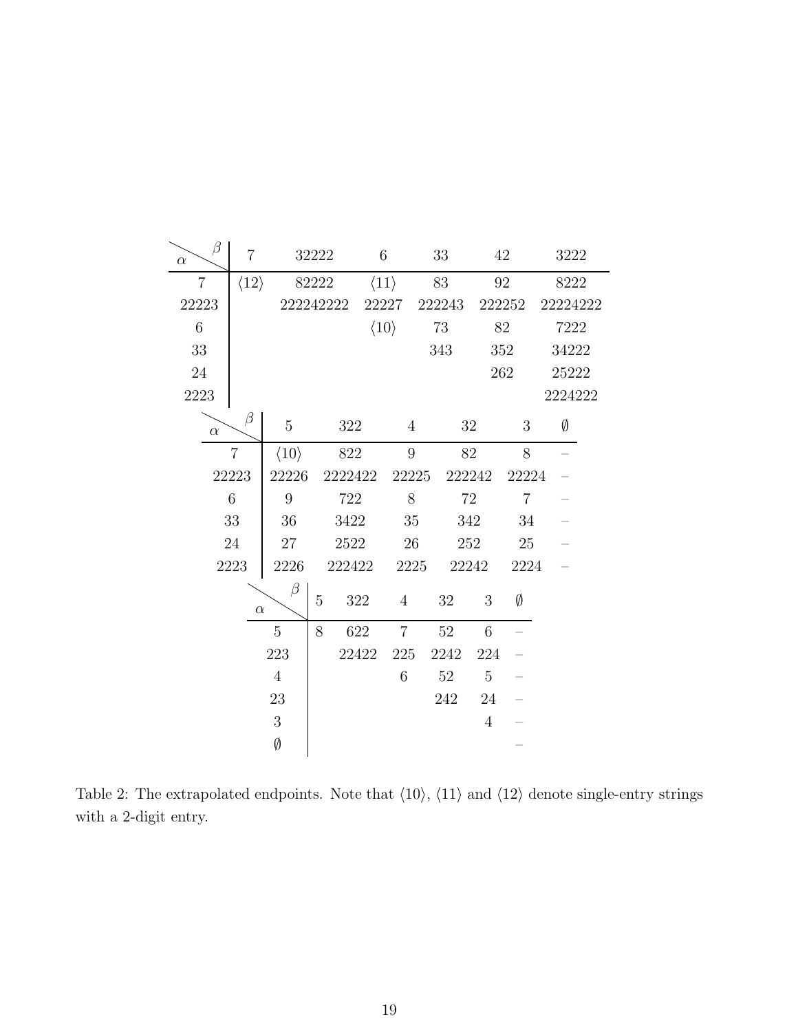| $\alpha$ \ $\beta$ | 7 | 32222 | 6 | 33 | 42 | 3222 |
|---|---|---|---|---|---|---|
| 7 | $\langle 12 \rangle$ | 82222 | $\langle 11 \rangle$ | 83 | 92 | 8222 |
| 22223 | | 222242222 | 22227 | 222243 | 222252 | 22224222 |
| 6 | | | $\langle 10 \rangle$ | 73 | 82 | 7222 |
| 33 | | | | 343 | 352 | 34222 |
| 24 | | | | | 262 | 25222 |
| 2223 | | | | | | 2224222 |

| $\alpha$ \ $\beta$ | 5 | 322 | 4 | 32 | 3 | $\emptyset$ |
|---|---|---|---|---|---|---|
| 7 | $\langle 10 \rangle$ | 822 | 9 | 82 | 8 | – |
| 22223 | 22226 | 2222422 | 22225 | 222242 | 22224 | – |
| 6 | 9 | 722 | 8 | 72 | 7 | – |
| 33 | 36 | 3422 | 35 | 342 | 34 | – |
| 24 | 27 | 2522 | 26 | 252 | 25 | – |
| 2223 | 2226 | 222422 | 2225 | 22242 | 2224 | – |

| $\alpha$ \ $\beta$ | 5 | 322 | 4 | 32 | 3 | $\emptyset$ |
|---|---|---|---|---|---|---|
| 5 | 8 | 622 | 7 | 52 | 6 | – |
| 223 | | 22422 | 225 | 2242 | 224 | – |
| 4 | | | 6 | 52 | 5 | – |
| 23 | | | | 242 | 24 | – |
| 3 | | | | | 4 | – |
| $\emptyset$ | | | | | | – |

Table 2: The extrapolated endpoints. Note that $\langle 10 \rangle$, $\langle 11 \rangle$ and $\langle 12 \rangle$ denote single-entry strings with a 2-digit entry.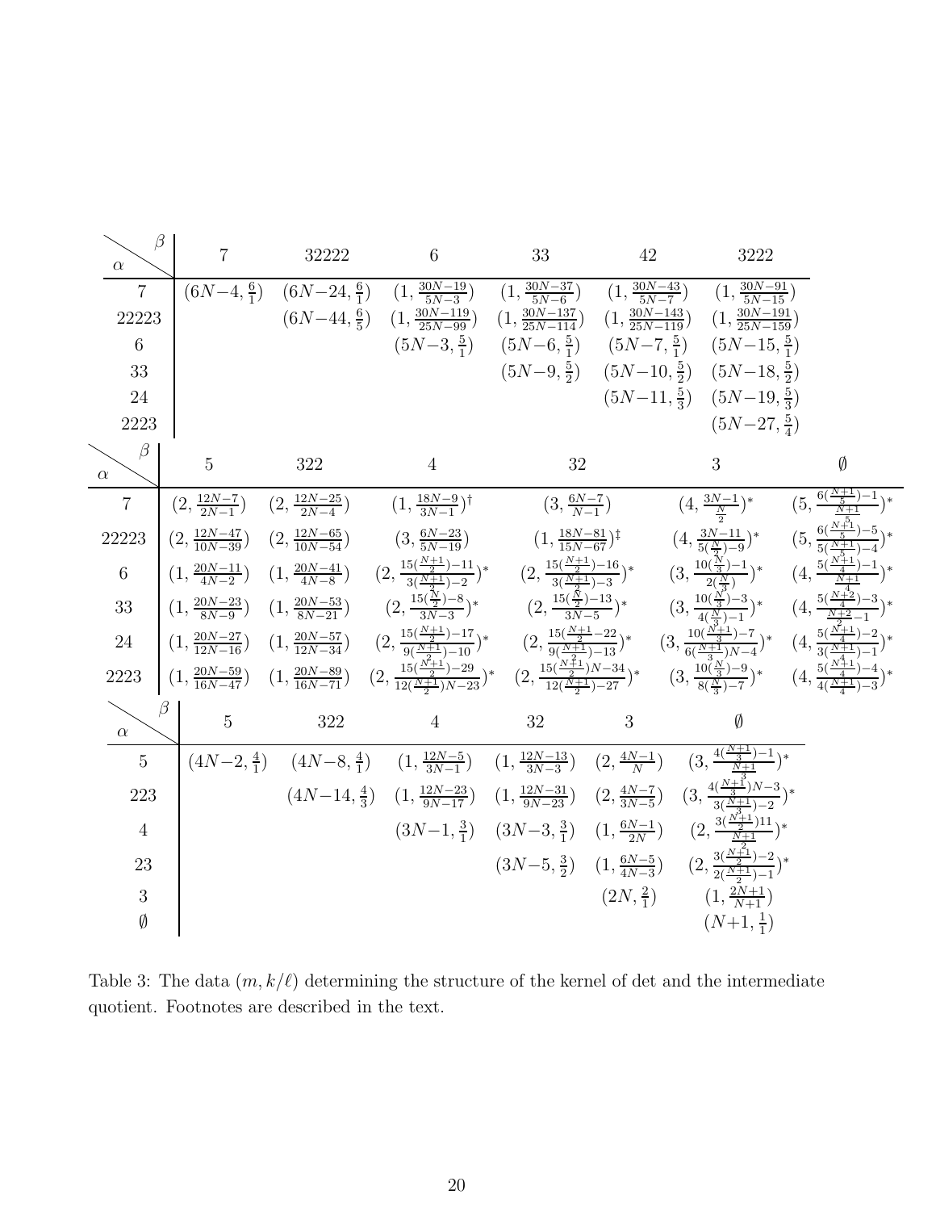| $\alpha \backslash \beta$ | 7 | 32222 | 6 | 33 | 42 | 3222 |
|---|---|---|---|---|---|---|
| 7 | $(6N{-}4, \frac{6}{1})$ | $(6N{-}24, \frac{6}{1})$ | $(1, \frac{30N-19}{5N-3})$ | $(1, \frac{30N-37}{5N-6})$ | $(1, \frac{30N-43}{5N-7})$ | $(1, \frac{30N-91}{5N-15})$ |
| 22223 | | $(6N{-}44, \frac{6}{5})$ | $(1, \frac{30N-119}{25N-99})$ | $(1, \frac{30N-137}{25N-114})$ | $(1, \frac{30N-143}{25N-119})$ | $(1, \frac{30N-191}{25N-159})$ |
| 6 | | | $(5N{-}3, \frac{5}{1})$ | $(5N{-}6, \frac{5}{1})$ | $(5N{-}7, \frac{5}{1})$ | $(5N{-}15, \frac{5}{1})$ |
| 33 | | | | $(5N{-}9, \frac{5}{2})$ | $(5N{-}10, \frac{5}{2})$ | $(5N{-}18, \frac{5}{2})$ |
| 24 | | | | | $(5N{-}11, \frac{5}{3})$ | $(5N{-}19, \frac{5}{3})$ |
| 2223 | | | | | | $(5N{-}27, \frac{5}{4})$ |

| $\alpha \backslash \beta$ | 5 | 322 | 4 | 32 | 3 | $\emptyset$ |
|---|---|---|---|---|---|---|
| 7 | $(2, \frac{12N-7}{2N-1})$ | $(2, \frac{12N-25}{2N-4})$ | $(1, \frac{18N-9}{3N-1})^{\dagger}$ | $(3, \frac{6N-7}{N-1})$ | $(4, \frac{3N-1}{\frac{N}{2}})^*$ | $(5, \frac{6(\frac{N+1}{5})-1}{\frac{N+1}{5}})^*$ |
| 22223 | $(2, \frac{12N-47}{10N-39})$ | $(2, \frac{12N-65}{10N-54})$ | $(3, \frac{6N-23}{5N-19})$ | $(1, \frac{18N-81}{15N-67})^{\ddagger}$ | $(4, \frac{3N-11}{5(\frac{N}{2})-9})^*$ | $(5, \frac{6(\frac{N+1}{5})-5}{5(\frac{N+1}{5})-4})^*$ |
| 6 | $(1, \frac{20N-11}{4N-2})$ | $(1, \frac{20N-41}{4N-8})$ | $(2, \frac{15(\frac{N+1}{2})-11}{3(\frac{N+1}{2})-2})^*$ | $(2, \frac{15(\frac{N+1}{2})-16}{3(\frac{N+1}{2})-3})^*$ | $(3, \frac{10(\frac{N}{3})-1}{2(\frac{N}{3})})^*$ | $(4, \frac{5(\frac{N+1}{4})-1}{\frac{N+1}{4}})^*$ |
| 33 | $(1, \frac{20N-23}{8N-9})$ | $(1, \frac{20N-53}{8N-21})$ | $(2, \frac{15(\frac{N}{2})-8}{3N-3})^*$ | $(2, \frac{15(\frac{N}{2})-13}{3N-5})^*$ | $(3, \frac{10(\frac{N}{3})-3}{4(\frac{N}{3})-1})^*$ | $(4, \frac{5(\frac{N+2}{4})-3}{\frac{N+2}{2}-1})^*$ |
| 24 | $(1, \frac{20N-27}{12N-16})$ | $(1, \frac{20N-57}{12N-34})$ | $(2, \frac{15(\frac{N+1}{2})-17}{9(\frac{N+1}{2})-10})^*$ | $(2, \frac{15(\frac{N+1}{2})-22}{9(\frac{N+1}{2})-13})^*$ | $(3, \frac{10(\frac{N+1}{3})-7}{6(\frac{N+1}{3})N-4})^*$ | $(4, \frac{5(\frac{N+1}{4})-2}{3(\frac{N+1}{4})-1})^*$ |
| 2223 | $(1, \frac{20N-59}{16N-47})$ | $(1, \frac{20N-89}{16N-71})$ | $(2, \frac{15(\frac{N+1}{2})-29}{12(\frac{N+1}{2})N-23})^*$ | $(2, \frac{15(\frac{N+1}{2})N-34}{12(\frac{N+1}{2})-27})^*$ | $(3, \frac{10(\frac{N}{3})-9}{8(\frac{N}{3})-7})^*$ | $(4, \frac{5(\frac{N+1}{4})-4}{4(\frac{N+1}{4})-3})^*$ |

| $\alpha \backslash \beta$ | 5 | 322 | 4 | 32 | 3 | $\emptyset$ |
|---|---|---|---|---|---|---|
| 5 | $(4N{-}2, \frac{4}{1})$ | $(4N{-}8, \frac{4}{1})$ | $(1, \frac{12N-5}{3N-1})$ | $(1, \frac{12N-13}{3N-3})$ | $(2, \frac{4N-1}{N})$ | $(3, \frac{4(\frac{N+1}{3})-1}{\frac{N+1}{3}})^*$ |
| 223 | | $(4N{-}14, \frac{4}{3})$ | $(1, \frac{12N-23}{9N-17})$ | $(1, \frac{12N-31}{9N-23})$ | $(2, \frac{4N-7}{3N-5})$ | $(3, \frac{4(\frac{N+1}{3})N-3}{3(\frac{N+1}{3})-2})^*$ |
| 4 | | | $(3N{-}1, \frac{3}{1})$ | $(3N{-}3, \frac{3}{1})$ | $(1, \frac{6N-1}{2N})$ | $(2, \frac{3(\frac{N+1}{2})11}{\frac{N+1}{2}})^*$ |
| 23 | | | | $(3N{-}5, \frac{3}{2})$ | $(1, \frac{6N-5}{4N-3})$ | $(2, \frac{3(\frac{N+1}{2})-2}{2(\frac{N+1}{2})-1})^*$ |
| 3 | | | | | $(2N, \frac{2}{1})$ | $(1, \frac{2N+1}{N+1})$ |
| $\emptyset$ | | | | | | $(N{+}1, \frac{1}{1})$ |

Table 3: The data $(m, k/\ell)$ determining the structure of the kernel of det and the intermediate quotient. Footnotes are described in the text.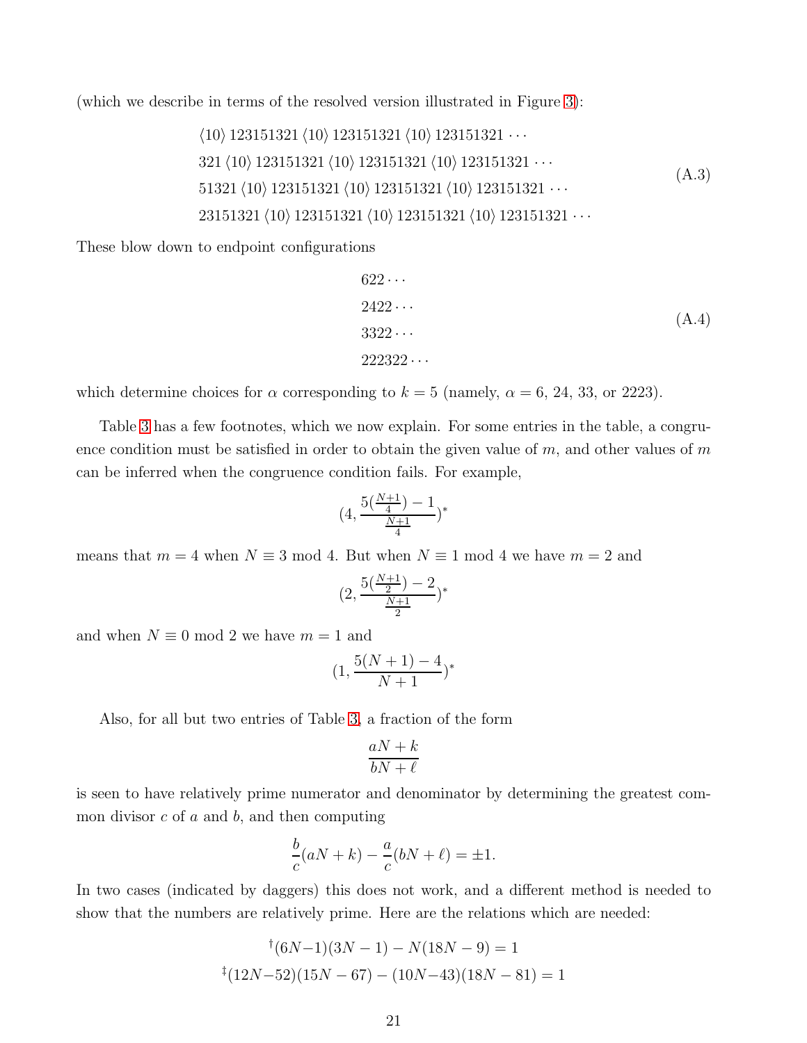(which we describe in terms of the resolved version illustrated in Figure 3):

$$
\begin{aligned}
&\langle 10\rangle\, 123151321\, \langle 10\rangle\, 123151321\, \langle 10\rangle\, 123151321 \cdots \\
&321\, \langle 10\rangle\, 123151321\, \langle 10\rangle\, 123151321\, \langle 10\rangle\, 123151321 \cdots \\
&51321\, \langle 10\rangle\, 123151321\, \langle 10\rangle\, 123151321\, \langle 10\rangle\, 123151321 \cdots \\
&23151321\, \langle 10\rangle\, 123151321\, \langle 10\rangle\, 123151321\, \langle 10\rangle\, 123151321 \cdots
\end{aligned}
\tag{A.3}
$$

These blow down to endpoint configurations

$$
\begin{aligned}
&622\cdots \\
&2422\cdots \\
&3322\cdots \\
&222322\cdots
\end{aligned}
\tag{A.4}
$$

which determine choices for $\alpha$ corresponding to $k = 5$ (namely, $\alpha = 6$, 24, 33, or 2223).

Table 3 has a few footnotes, which we now explain. For some entries in the table, a congruence condition must be satisfied in order to obtain the given value of $m$, and other values of $m$ can be inferred when the congruence condition fails. For example,

$$(4, \frac{5(\frac{N+1}{4}) - 1}{\frac{N+1}{4}})^*$$

means that $m = 4$ when $N \equiv 3 \bmod 4$. But when $N \equiv 1 \bmod 4$ we have $m = 2$ and

$$(2, \frac{5(\frac{N+1}{2}) - 2}{\frac{N+1}{2}})^*$$

and when $N \equiv 0 \bmod 2$ we have $m = 1$ and

$$(1, \frac{5(N+1) - 4}{N+1})^*$$

Also, for all but two entries of Table 3, a fraction of the form

$$\frac{aN + k}{bN + \ell}$$

is seen to have relatively prime numerator and denominator by determining the greatest common divisor $c$ of $a$ and $b$, and then computing

$$\frac{b}{c}(aN + k) - \frac{a}{c}(bN + \ell) = \pm 1.$$

In two cases (indicated by daggers) this does not work, and a different method is needed to show that the numbers are relatively prime. Here are the relations which are needed:

$$^{\dagger}(6N-1)(3N-1) - N(18N-9) = 1$$

$$^{\ddagger}(12N-52)(15N-67) - (10N-43)(18N-81) = 1$$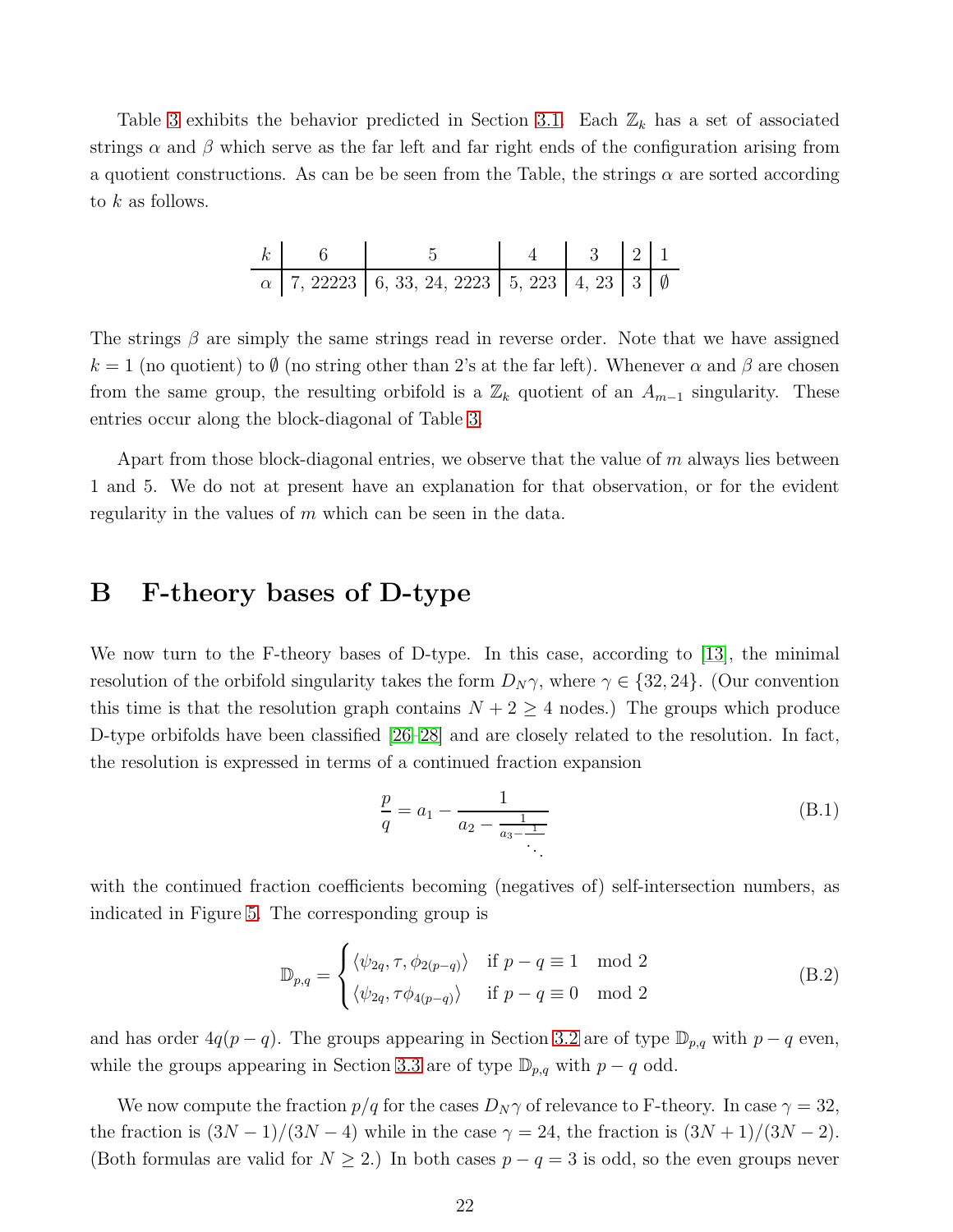Table 3 exhibits the behavior predicted in Section 3.1. Each $\mathbb{Z}_k$ has a set of associated strings $\alpha$ and $\beta$ which serve as the far left and far right ends of the configuration arising from a quotient constructions. As can be be seen from the Table, the strings $\alpha$ are sorted according to $k$ as follows.

| $k$ | 6 | 5 | 4 | 3 | 2 | 1 |
|---|---|---|---|---|---|---|
| $\alpha$ | 7, 22223 | 6, 33, 24, 2223 | 5, 223 | 4, 23 | 3 | $\emptyset$ |

The strings $\beta$ are simply the same strings read in reverse order. Note that we have assigned $k = 1$ (no quotient) to $\emptyset$ (no string other than 2's at the far left). Whenever $\alpha$ and $\beta$ are chosen from the same group, the resulting orbifold is a $\mathbb{Z}_k$ quotient of an $A_{m-1}$ singularity. These entries occur along the block-diagonal of Table 3.

Apart from those block-diagonal entries, we observe that the value of $m$ always lies between 1 and 5. We do not at present have an explanation for that observation, or for the evident regularity in the values of $m$ which can be seen in the data.

# B F-theory bases of D-type

We now turn to the F-theory bases of D-type. In this case, according to [13], the minimal resolution of the orbifold singularity takes the form $D_N\gamma$, where $\gamma \in \{32, 24\}$. (Our convention this time is that the resolution graph contains $N + 2 \geq 4$ nodes.) The groups which produce D-type orbifolds have been classified [26–28] and are closely related to the resolution. In fact, the resolution is expressed in terms of a continued fraction expansion

$$\frac{p}{q} = a_1 - \cfrac{1}{a_2 - \cfrac{1}{a_3 - \cfrac{1}{\ddots}}} \tag{B.1}$$

with the continued fraction coefficients becoming (negatives of) self-intersection numbers, as indicated in Figure 5. The corresponding group is

$$\mathbb{D}_{p,q} = \begin{cases} \langle \psi_{2q}, \tau, \phi_{2(p-q)} \rangle & \text{if } p - q \equiv 1 \mod 2 \\ \langle \psi_{2q}, \tau\phi_{4(p-q)} \rangle & \text{if } p - q \equiv 0 \mod 2 \end{cases} \tag{B.2}$$

and has order $4q(p - q)$. The groups appearing in Section 3.2 are of type $\mathbb{D}_{p,q}$ with $p - q$ even, while the groups appearing in Section 3.3 are of type $\mathbb{D}_{p,q}$ with $p - q$ odd.

We now compute the fraction $p/q$ for the cases $D_N\gamma$ of relevance to F-theory. In case $\gamma = 32$, the fraction is $(3N - 1)/(3N - 4)$ while in the case $\gamma = 24$, the fraction is $(3N + 1)/(3N - 2)$. (Both formulas are valid for $N \geq 2$.) In both cases $p - q = 3$ is odd, so the even groups never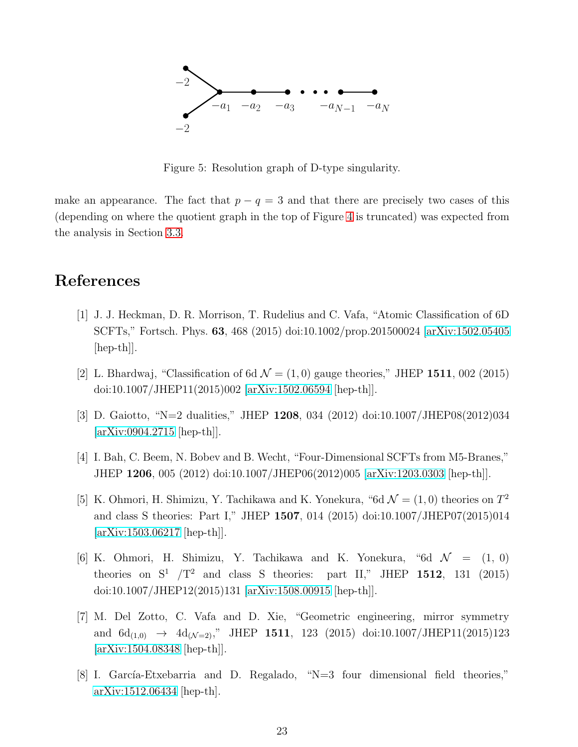Figure 5: Resolution graph of D-type singularity.

make an appearance. The fact that $p - q = 3$ and that there are precisely two cases of this (depending on where the quotient graph in the top of Figure 4 is truncated) was expected from the analysis in Section 3.3.

# References

[1] J. J. Heckman, D. R. Morrison, T. Rudelius and C. Vafa, "Atomic Classification of 6D SCFTs," Fortsch. Phys. **63**, 468 (2015) doi:10.1002/prop.201500024 [arXiv:1502.05405 [hep-th]].

[2] L. Bhardwaj, "Classification of 6d $\mathcal{N} = (1, 0)$ gauge theories," JHEP **1511**, 002 (2015) doi:10.1007/JHEP11(2015)002 [arXiv:1502.06594 [hep-th]].

[3] D. Gaiotto, "N=2 dualities," JHEP **1208**, 034 (2012) doi:10.1007/JHEP08(2012)034 [arXiv:0904.2715 [hep-th]].

[4] I. Bah, C. Beem, N. Bobev and B. Wecht, "Four-Dimensional SCFTs from M5-Branes," JHEP **1206**, 005 (2012) doi:10.1007/JHEP06(2012)005 [arXiv:1203.0303 [hep-th]].

[5] K. Ohmori, H. Shimizu, Y. Tachikawa and K. Yonekura, "6d $\mathcal{N} = (1, 0)$ theories on $T^2$ and class S theories: Part I," JHEP **1507**, 014 (2015) doi:10.1007/JHEP07(2015)014 [arXiv:1503.06217 [hep-th]].

[6] K. Ohmori, H. Shimizu, Y. Tachikawa and K. Yonekura, "6d $\mathcal{N} = (1, 0)$ theories on $S^1$ /$T^2$ and class S theories: part II," JHEP **1512**, 131 (2015) doi:10.1007/JHEP12(2015)131 [arXiv:1508.00915 [hep-th]].

[7] M. Del Zotto, C. Vafa and D. Xie, "Geometric engineering, mirror symmetry and $6\mathrm{d}_{(1,0)} \rightarrow 4\mathrm{d}_{(\mathcal{N}=2)}$," JHEP **1511**, 123 (2015) doi:10.1007/JHEP11(2015)123 [arXiv:1504.08348 [hep-th]].

[8] I. García-Etxebarria and D. Regalado, "N=3 four dimensional field theories," arXiv:1512.06434 [hep-th].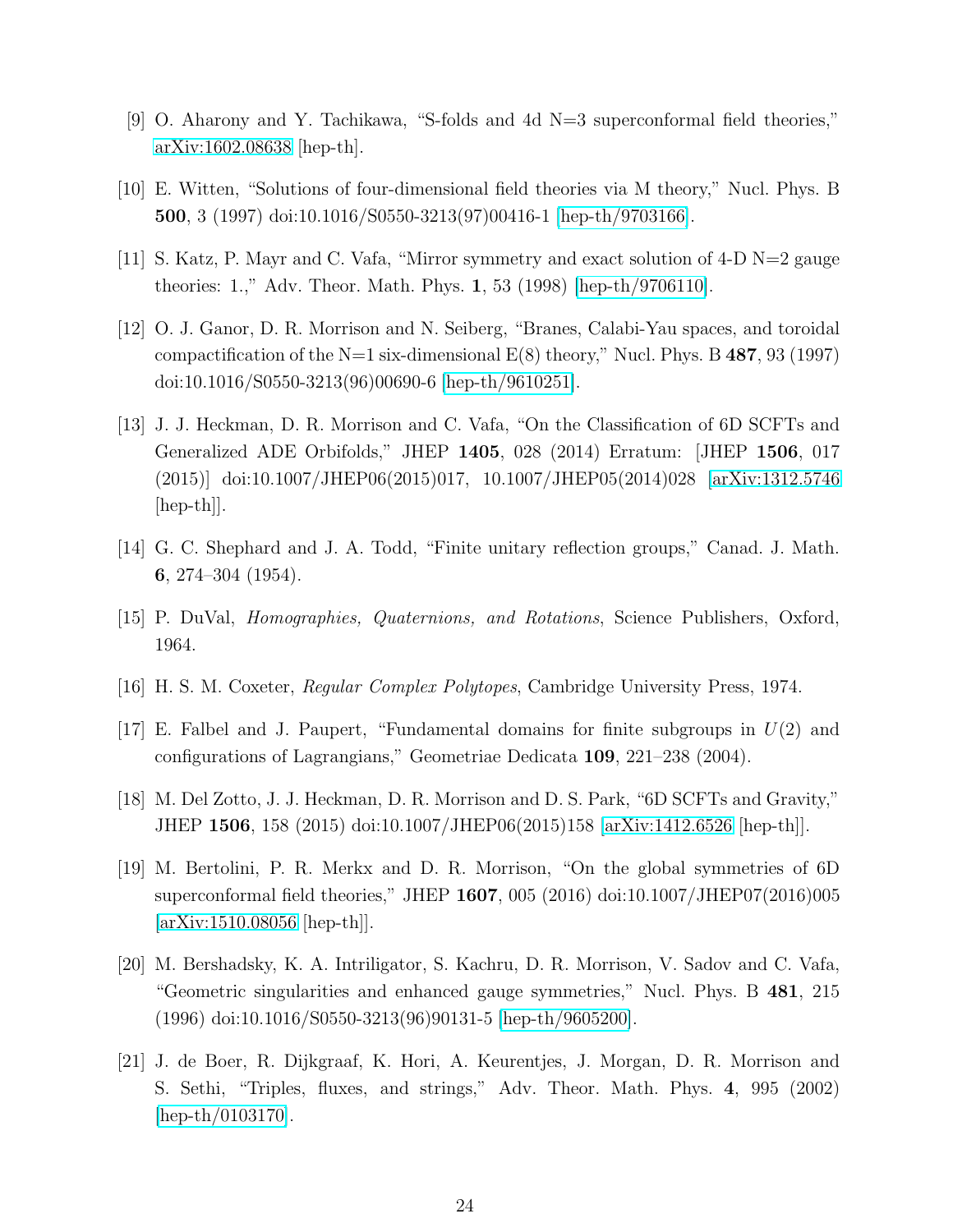[9] O. Aharony and Y. Tachikawa, "S-folds and 4d N=3 superconformal field theories," arXiv:1602.08638 [hep-th].

[10] E. Witten, "Solutions of four-dimensional field theories via M theory," Nucl. Phys. B **500**, 3 (1997) doi:10.1016/S0550-3213(97)00416-1 [hep-th/9703166].

[11] S. Katz, P. Mayr and C. Vafa, "Mirror symmetry and exact solution of 4-D N=2 gauge theories: 1.," Adv. Theor. Math. Phys. **1**, 53 (1998) [hep-th/9706110].

[12] O. J. Ganor, D. R. Morrison and N. Seiberg, "Branes, Calabi-Yau spaces, and toroidal compactification of the N=1 six-dimensional E(8) theory," Nucl. Phys. B **487**, 93 (1997) doi:10.1016/S0550-3213(96)00690-6 [hep-th/9610251].

[13] J. J. Heckman, D. R. Morrison and C. Vafa, "On the Classification of 6D SCFTs and Generalized ADE Orbifolds," JHEP **1405**, 028 (2014) Erratum: [JHEP **1506**, 017 (2015)] doi:10.1007/JHEP06(2015)017, 10.1007/JHEP05(2014)028 [arXiv:1312.5746 [hep-th]].

[14] G. C. Shephard and J. A. Todd, "Finite unitary reflection groups," Canad. J. Math. **6**, 274–304 (1954).

[15] P. DuVal, *Homographies, Quaternions, and Rotations*, Science Publishers, Oxford, 1964.

[16] H. S. M. Coxeter, *Regular Complex Polytopes*, Cambridge University Press, 1974.

[17] E. Falbel and J. Paupert, "Fundamental domains for finite subgroups in $U(2)$ and configurations of Lagrangians," Geometriae Dedicata **109**, 221–238 (2004).

[18] M. Del Zotto, J. J. Heckman, D. R. Morrison and D. S. Park, "6D SCFTs and Gravity," JHEP **1506**, 158 (2015) doi:10.1007/JHEP06(2015)158 [arXiv:1412.6526 [hep-th]].

[19] M. Bertolini, P. R. Merkx and D. R. Morrison, "On the global symmetries of 6D superconformal field theories," JHEP **1607**, 005 (2016) doi:10.1007/JHEP07(2016)005 [arXiv:1510.08056 [hep-th]].

[20] M. Bershadsky, K. A. Intriligator, S. Kachru, D. R. Morrison, V. Sadov and C. Vafa, "Geometric singularities and enhanced gauge symmetries," Nucl. Phys. B **481**, 215 (1996) doi:10.1016/S0550-3213(96)90131-5 [hep-th/9605200].

[21] J. de Boer, R. Dijkgraaf, K. Hori, A. Keurentjes, J. Morgan, D. R. Morrison and S. Sethi, "Triples, fluxes, and strings," Adv. Theor. Math. Phys. **4**, 995 (2002) [hep-th/0103170].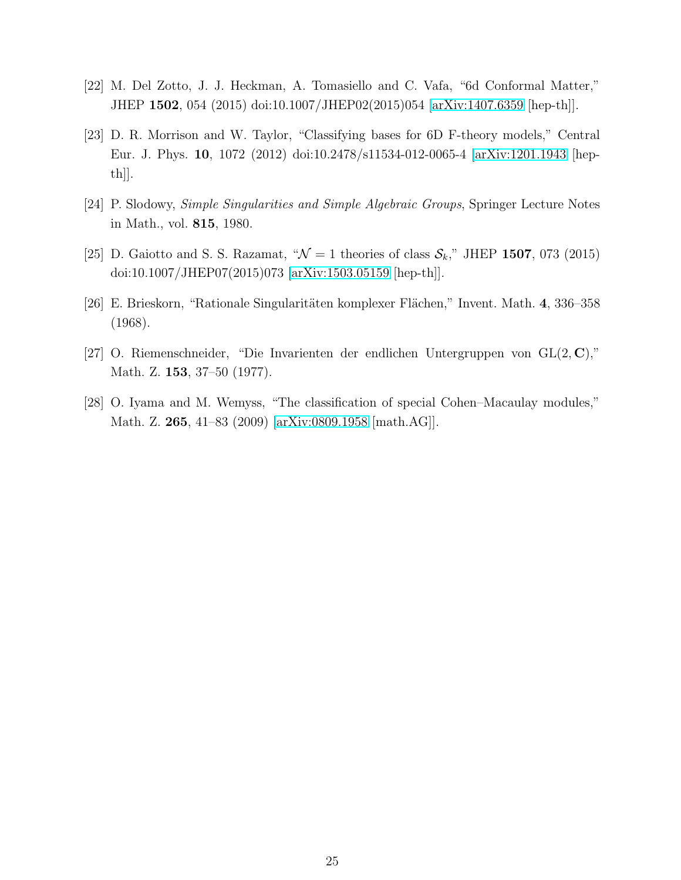[22] M. Del Zotto, J. J. Heckman, A. Tomasiello and C. Vafa, "6d Conformal Matter," JHEP **1502**, 054 (2015) doi:10.1007/JHEP02(2015)054 [arXiv:1407.6359 [hep-th]].

[23] D. R. Morrison and W. Taylor, "Classifying bases for 6D F-theory models," Central Eur. J. Phys. **10**, 1072 (2012) doi:10.2478/s11534-012-0065-4 [arXiv:1201.1943 [hep-th]].

[24] P. Slodowy, *Simple Singularities and Simple Algebraic Groups*, Springer Lecture Notes in Math., vol. **815**, 1980.

[25] D. Gaiotto and S. S. Razamat, "$\mathcal{N} = 1$ theories of class $\mathcal{S}_k$," JHEP **1507**, 073 (2015) doi:10.1007/JHEP07(2015)073 [arXiv:1503.05159 [hep-th]].

[26] E. Brieskorn, "Rationale Singularitäten komplexer Flächen," Invent. Math. **4**, 336–358 (1968).

[27] O. Riemenschneider, "Die Invarienten der endlichen Untergruppen von $\mathrm{GL}(2, \mathbf{C})$," Math. Z. **153**, 37–50 (1977).

[28] O. Iyama and M. Wemyss, "The classification of special Cohen–Macaulay modules," Math. Z. **265**, 41–83 (2009) [arXiv:0809.1958 [math.AG]].